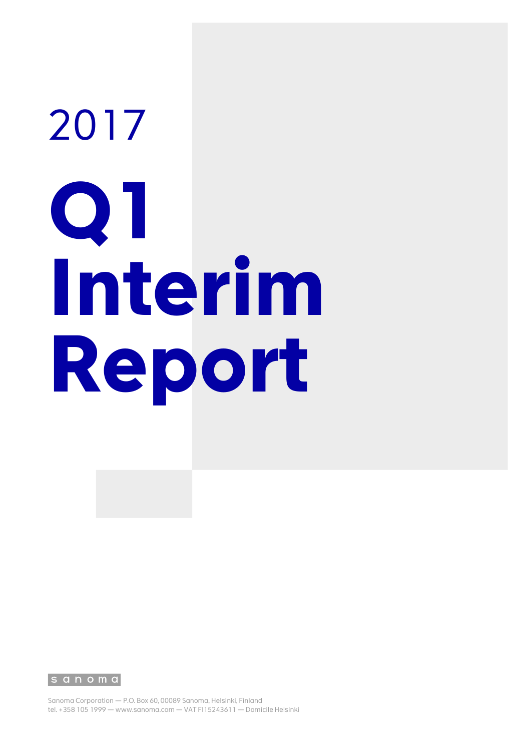2017

# Q1 Interim Report

sanoma

Sanoma Corporation — P.O. Box 60, 00089 Sanoma, Helsinki, Finland
tel. +358 105 1999 — www.sanoma.com — VAT FI15243611 — Domicile Helsinki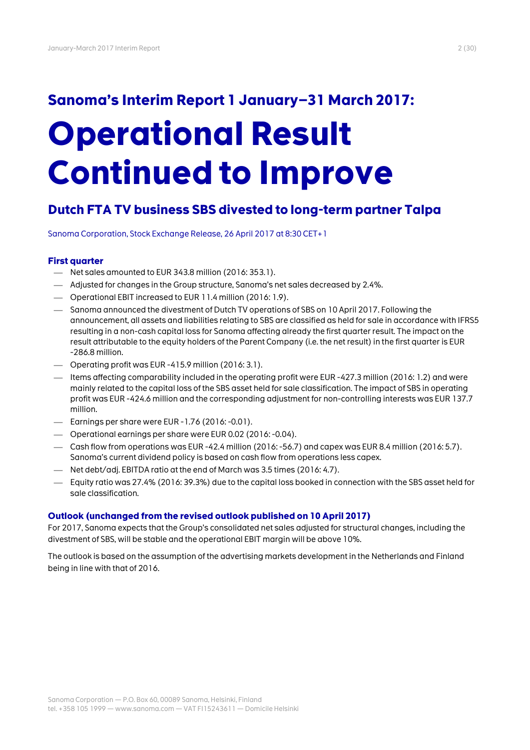## Sanoma's Interim Report 1 January–31 March 2017:

# Operational Result Continued to Improve

## Dutch FTA TV business SBS divested to long-term partner Talpa

Sanoma Corporation, Stock Exchange Release, 26 April 2017 at 8:30 CET+1

### First quarter

- Net sales amounted to EUR 343.8 million (2016: 353.1).
- Adjusted for changes in the Group structure, Sanoma's net sales decreased by 2.4%.
- Operational EBIT increased to EUR 11.4 million (2016: 1.9).
- Sanoma announced the divestment of Dutch TV operations of SBS on 10 April 2017. Following the announcement, all assets and liabilities relating to SBS are classified as held for sale in accordance with IFRS5 resulting in a non-cash capital loss for Sanoma affecting already the first quarter result. The impact on the result attributable to the equity holders of the Parent Company (i.e. the net result) in the first quarter is EUR -286.8 million.
- Operating profit was EUR -415.9 million (2016: 3.1).
- Items affecting comparability included in the operating profit were EUR -427.3 million (2016: 1.2) and were mainly related to the capital loss of the SBS asset held for sale classification. The impact of SBS in operating profit was EUR -424.6 million and the corresponding adjustment for non-controlling interests was EUR 137.7 million.
- Earnings per share were EUR -1.76 (2016: -0.01).
- Operational earnings per share were EUR 0.02 (2016: -0.04).
- Cash flow from operations was EUR -42.4 million (2016: -56.7) and capex was EUR 8.4 million (2016: 5.7). Sanoma's current dividend policy is based on cash flow from operations less capex.
- Net debt/adj. EBITDA ratio at the end of March was 3.5 times (2016: 4.7).
- Equity ratio was 27.4% (2016: 39.3%) due to the capital loss booked in connection with the SBS asset held for sale classification.

### Outlook (unchanged from the revised outlook published on 10 April 2017)

For 2017, Sanoma expects that the Group's consolidated net sales adjusted for structural changes, including the divestment of SBS, will be stable and the operational EBIT margin will be above 10%.

The outlook is based on the assumption of the advertising markets development in the Netherlands and Finland being in line with that of 2016.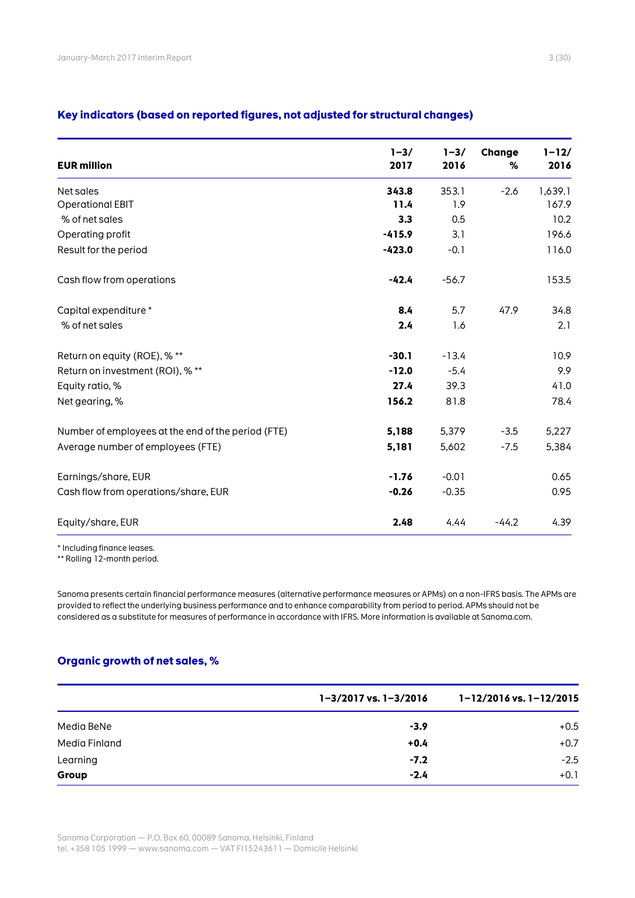## Key indicators (based on reported figures, not adjusted for structural changes)

| EUR million | 1–3/ 2017 | 1–3/ 2016 | Change % | 1–12/ 2016 |
|---|---|---|---|---|
| Net sales | **343.8** | 353.1 | -2.6 | 1,639.1 |
| Operational EBIT | **11.4** | 1.9 | | 167.9 |
| % of net sales | **3.3** | 0.5 | | 10.2 |
| Operating profit | **-415.9** | 3.1 | | 196.6 |
| Result for the period | **-423.0** | -0.1 | | 116.0 |
| Cash flow from operations | **-42.4** | -56.7 | | 153.5 |
| Capital expenditure * | **8.4** | 5.7 | 47.9 | 34.8 |
| % of net sales | **2.4** | 1.6 | | 2.1 |
| Return on equity (ROE), % ** | **-30.1** | -13.4 | | 10.9 |
| Return on investment (ROI), % ** | **-12.0** | -5.4 | | 9.9 |
| Equity ratio, % | **27.4** | 39.3 | | 41.0 |
| Net gearing, % | **156.2** | 81.8 | | 78.4 |
| Number of employees at the end of the period (FTE) | **5,188** | 5,379 | -3.5 | 5,227 |
| Average number of employees (FTE) | **5,181** | 5,602 | -7.5 | 5,384 |
| Earnings/share, EUR | **-1.76** | -0.01 | | 0.65 |
| Cash flow from operations/share, EUR | **-0.26** | -0.35 | | 0.95 |
| Equity/share, EUR | **2.48** | 4.44 | -44.2 | 4.39 |

* Including finance leases.
** Rolling 12-month period.

Sanoma presents certain financial performance measures (alternative performance measures or APMs) on a non-IFRS basis. The APMs are provided to reflect the underlying business performance and to enhance comparability from period to period. APMs should not be considered as a substitute for measures of performance in accordance with IFRS. More information is available at Sanoma.com.

## Organic growth of net sales, %

| | 1–3/2017 vs. 1–3/2016 | 1–12/2016 vs. 1–12/2015 |
|---|---|---|
| Media BeNe | **-3.9** | +0.5 |
| Media Finland | **+0.4** | +0.7 |
| Learning | **-7.2** | -2.5 |
| **Group** | **-2.4** | +0.1 |

Sanoma Corporation — P.O. Box 60, 00089 Sanoma, Helsinki, Finland
tel. +358 105 1999 — www.sanoma.com — VAT FI15243611 — Domicile Helsinki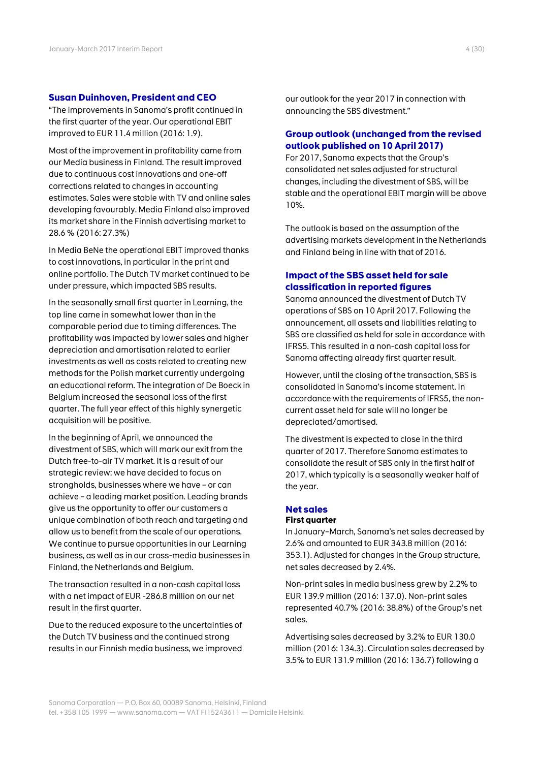### Susan Duinhoven, President and CEO

"The improvements in Sanoma's profit continued in the first quarter of the year. Our operational EBIT improved to EUR 11.4 million (2016: 1.9).

Most of the improvement in profitability came from our Media business in Finland. The result improved due to continuous cost innovations and one-off corrections related to changes in accounting estimates. Sales were stable with TV and online sales developing favourably. Media Finland also improved its market share in the Finnish advertising market to 28.6 % (2016: 27.3%)

In Media BeNe the operational EBIT improved thanks to cost innovations, in particular in the print and online portfolio. The Dutch TV market continued to be under pressure, which impacted SBS results.

In the seasonally small first quarter in Learning, the top line came in somewhat lower than in the comparable period due to timing differences. The profitability was impacted by lower sales and higher depreciation and amortisation related to earlier investments as well as costs related to creating new methods for the Polish market currently undergoing an educational reform. The integration of De Boeck in Belgium increased the seasonal loss of the first quarter. The full year effect of this highly synergetic acquisition will be positive.

In the beginning of April, we announced the divestment of SBS, which will mark our exit from the Dutch free-to-air TV market. It is a result of our strategic review: we have decided to focus on strongholds, businesses where we have – or can achieve – a leading market position. Leading brands give us the opportunity to offer our customers a unique combination of both reach and targeting and allow us to benefit from the scale of our operations. We continue to pursue opportunities in our Learning business, as well as in our cross-media businesses in Finland, the Netherlands and Belgium.

The transaction resulted in a non-cash capital loss with a net impact of EUR -286.8 million on our net result in the first quarter.

Due to the reduced exposure to the uncertainties of the Dutch TV business and the continued strong results in our Finnish media business, we improved our outlook for the year 2017 in connection with announcing the SBS divestment."

### Group outlook (unchanged from the revised outlook published on 10 April 2017)

For 2017, Sanoma expects that the Group's consolidated net sales adjusted for structural changes, including the divestment of SBS, will be stable and the operational EBIT margin will be above 10%.

The outlook is based on the assumption of the advertising markets development in the Netherlands and Finland being in line with that of 2016.

### Impact of the SBS asset held for sale classification in reported figures

Sanoma announced the divestment of Dutch TV operations of SBS on 10 April 2017. Following the announcement, all assets and liabilities relating to SBS are classified as held for sale in accordance with IFRS5. This resulted in a non-cash capital loss for Sanoma affecting already first quarter result.

However, until the closing of the transaction, SBS is consolidated in Sanoma's income statement. In accordance with the requirements of IFRS5, the non-current asset held for sale will no longer be depreciated/amortised.

The divestment is expected to close in the third quarter of 2017. Therefore Sanoma estimates to consolidate the result of SBS only in the first half of 2017, which typically is a seasonally weaker half of the year.

### Net sales

**First quarter**

In January–March, Sanoma's net sales decreased by 2.6% and amounted to EUR 343.8 million (2016: 353.1). Adjusted for changes in the Group structure, net sales decreased by 2.4%.

Non-print sales in media business grew by 2.2% to EUR 139.9 million (2016: 137.0). Non-print sales represented 40.7% (2016: 38.8%) of the Group's net sales.

Advertising sales decreased by 3.2% to EUR 130.0 million (2016: 134.3). Circulation sales decreased by 3.5% to EUR 131.9 million (2016: 136.7) following a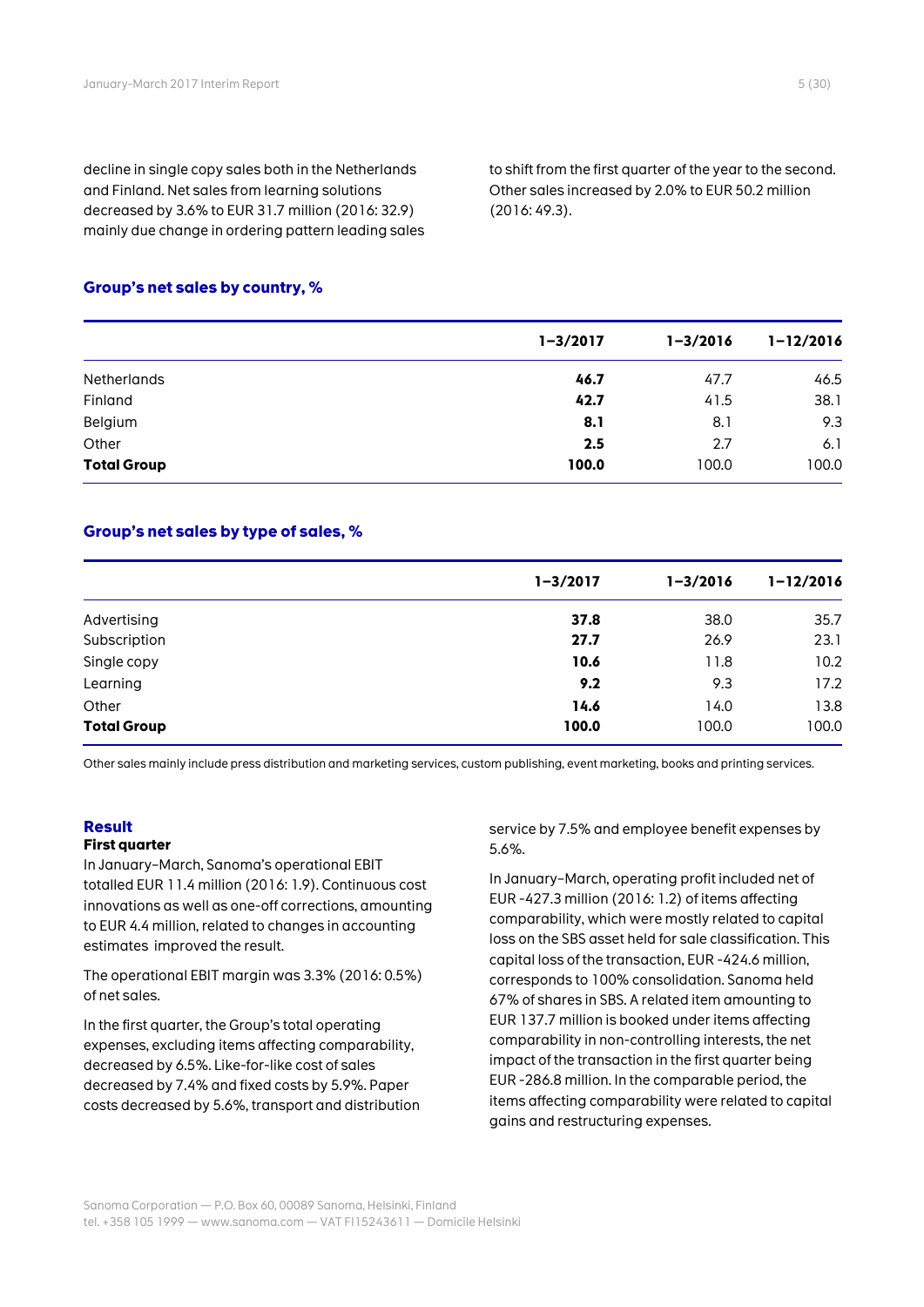decline in single copy sales both in the Netherlands and Finland. Net sales from learning solutions decreased by 3.6% to EUR 31.7 million (2016: 32.9) mainly due change in ordering pattern leading sales to shift from the first quarter of the year to the second. Other sales increased by 2.0% to EUR 50.2 million (2016: 49.3).

## Group's net sales by country, %

| | 1–3/2017 | 1–3/2016 | 1–12/2016 |
|---|---|---|---|
| Netherlands | **46.7** | 47.7 | 46.5 |
| Finland | **42.7** | 41.5 | 38.1 |
| Belgium | **8.1** | 8.1 | 9.3 |
| Other | **2.5** | 2.7 | 6.1 |
| **Total Group** | **100.0** | 100.0 | 100.0 |

## Group's net sales by type of sales, %

| | 1–3/2017 | 1–3/2016 | 1–12/2016 |
|---|---|---|---|
| Advertising | **37.8** | 38.0 | 35.7 |
| Subscription | **27.7** | 26.9 | 23.1 |
| Single copy | **10.6** | 11.8 | 10.2 |
| Learning | **9.2** | 9.3 | 17.2 |
| Other | **14.6** | 14.0 | 13.8 |
| **Total Group** | **100.0** | 100.0 | 100.0 |

Other sales mainly include press distribution and marketing services, custom publishing, event marketing, books and printing services.

## Result

### First quarter

In January–March, Sanoma's operational EBIT totalled EUR 11.4 million (2016: 1.9). Continuous cost innovations as well as one-off corrections, amounting to EUR 4.4 million, related to changes in accounting estimates improved the result.

The operational EBIT margin was 3.3% (2016: 0.5%) of net sales.

In the first quarter, the Group's total operating expenses, excluding items affecting comparability, decreased by 6.5%. Like-for-like cost of sales decreased by 7.4% and fixed costs by 5.9%. Paper costs decreased by 5.6%, transport and distribution service by 7.5% and employee benefit expenses by 5.6%.

In January–March, operating profit included net of EUR -427.3 million (2016: 1.2) of items affecting comparability, which were mostly related to capital loss on the SBS asset held for sale classification. This capital loss of the transaction, EUR -424.6 million, corresponds to 100% consolidation. Sanoma held 67% of shares in SBS. A related item amounting to EUR 137.7 million is booked under items affecting comparability in non-controlling interests, the net impact of the transaction in the first quarter being EUR -286.8 million. In the comparable period, the items affecting comparability were related to capital gains and restructuring expenses.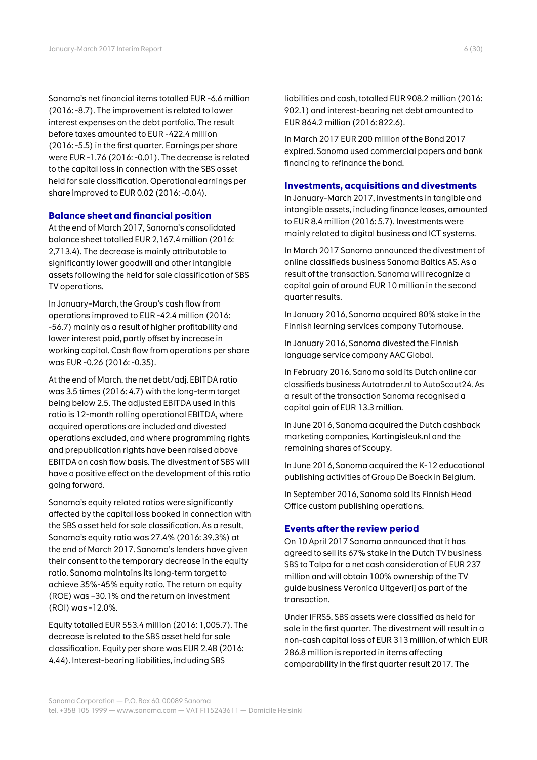Sanoma's net financial items totalled EUR -6.6 million (2016: -8.7). The improvement is related to lower interest expenses on the debt portfolio. The result before taxes amounted to EUR -422.4 million (2016: -5.5) in the first quarter. Earnings per share were EUR -1.76 (2016: -0.01). The decrease is related to the capital loss in connection with the SBS asset held for sale classification. Operational earnings per share improved to EUR 0.02 (2016: -0.04).

## Balance sheet and financial position

At the end of March 2017, Sanoma's consolidated balance sheet totalled EUR 2,167.4 million (2016: 2,713.4). The decrease is mainly attributable to significantly lower goodwill and other intangible assets following the held for sale classification of SBS TV operations.

In January–March, the Group's cash flow from operations improved to EUR -42.4 million (2016: -56.7) mainly as a result of higher profitability and lower interest paid, partly offset by increase in working capital. Cash flow from operations per share was EUR -0.26 (2016: -0.35).

At the end of March, the net debt/adj. EBITDA ratio was 3.5 times (2016: 4.7) with the long-term target being below 2.5. The adjusted EBITDA used in this ratio is 12-month rolling operational EBITDA, where acquired operations are included and divested operations excluded, and where programming rights and prepublication rights have been raised above EBITDA on cash flow basis. The divestment of SBS will have a positive effect on the development of this ratio going forward.

Sanoma's equity related ratios were significantly affected by the capital loss booked in connection with the SBS asset held for sale classification. As a result, Sanoma's equity ratio was 27.4% (2016: 39.3%) at the end of March 2017. Sanoma's lenders have given their consent to the temporary decrease in the equity ratio. Sanoma maintains its long-term target to achieve 35%-45% equity ratio. The return on equity (ROE) was –30.1% and the return on investment (ROI) was -12.0%.

Equity totalled EUR 553.4 million (2016: 1,005.7). The decrease is related to the SBS asset held for sale classification. Equity per share was EUR 2.48 (2016: 4.44). Interest-bearing liabilities, including SBS liabilities and cash, totalled EUR 908.2 million (2016: 902.1) and interest-bearing net debt amounted to EUR 864.2 million (2016: 822.6).

In March 2017 EUR 200 million of the Bond 2017 expired. Sanoma used commercial papers and bank financing to refinance the bond.

## Investments, acquisitions and divestments

In January-March 2017, investments in tangible and intangible assets, including finance leases, amounted to EUR 8.4 million (2016: 5.7). Investments were mainly related to digital business and ICT systems.

In March 2017 Sanoma announced the divestment of online classifieds business Sanoma Baltics AS. As a result of the transaction, Sanoma will recognize a capital gain of around EUR 10 million in the second quarter results.

In January 2016, Sanoma acquired 80% stake in the Finnish learning services company Tutorhouse.

In January 2016, Sanoma divested the Finnish language service company AAC Global.

In February 2016, Sanoma sold its Dutch online car classifieds business Autotrader.nl to AutoScout24. As a result of the transaction Sanoma recognised a capital gain of EUR 13.3 million.

In June 2016, Sanoma acquired the Dutch cashback marketing companies, Kortingisleuk.nl and the remaining shares of Scoupy.

In June 2016, Sanoma acquired the K-12 educational publishing activities of Group De Boeck in Belgium.

In September 2016, Sanoma sold its Finnish Head Office custom publishing operations.

## Events after the review period

On 10 April 2017 Sanoma announced that it has agreed to sell its 67% stake in the Dutch TV business SBS to Talpa for a net cash consideration of EUR 237 million and will obtain 100% ownership of the TV guide business Veronica Uitgeverij as part of the transaction.

Under IFRS5, SBS assets were classified as held for sale in the first quarter. The divestment will result in a non-cash capital loss of EUR 313 million, of which EUR 286.8 million is reported in items affecting comparability in the first quarter result 2017. The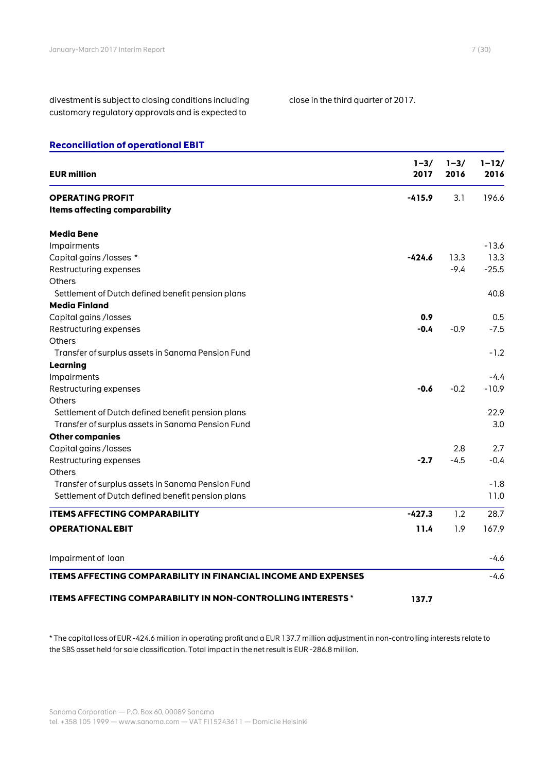divestment is subject to closing conditions including customary regulatory approvals and is expected to close in the third quarter of 2017.

## Reconciliation of operational EBIT

| EUR million | 1–3/ 2017 | 1–3/ 2016 | 1–12/ 2016 |
|---|---|---|---|
| **OPERATING PROFIT** | **-415.9** | 3.1 | 196.6 |
| **Items affecting comparability** | | | |
| | | | |
| **Media Bene** | | | |
| Impairments | | | -13.6 |
| Capital gains /losses * | **-424.6** | 13.3 | 13.3 |
| Restructuring expenses | | -9.4 | -25.5 |
| Others | | | |
| Settlement of Dutch defined benefit pension plans | | | 40.8 |
| **Media Finland** | | | |
| Capital gains /losses | **0.9** | | 0.5 |
| Restructuring expenses | **-0.4** | -0.9 | -7.5 |
| Others | | | |
| Transfer of surplus assets in Sanoma Pension Fund | | | -1.2 |
| **Learning** | | | |
| Impairments | | | -4.4 |
| Restructuring expenses | **-0.6** | -0.2 | -10.9 |
| Others | | | |
| Settlement of Dutch defined benefit pension plans | | | 22.9 |
| Transfer of surplus assets in Sanoma Pension Fund | | | 3.0 |
| **Other companies** | | | |
| Capital gains /losses | | 2.8 | 2.7 |
| Restructuring expenses | **-2.7** | -4.5 | -0.4 |
| Others | | | |
| Transfer of surplus assets in Sanoma Pension Fund | | | -1.8 |
| Settlement of Dutch defined benefit pension plans | | | 11.0 |
| **ITEMS AFFECTING COMPARABILITY** | **-427.3** | 1.2 | 28.7 |
| **OPERATIONAL EBIT** | **11.4** | 1.9 | 167.9 |
| | | | |
| Impairment of loan | | | -4.6 |
| **ITEMS AFFECTING COMPARABILITY IN FINANCIAL INCOME AND EXPENSES** | | | -4.6 |
| | | | |
| **ITEMS AFFECTING COMPARABILITY IN NON-CONTROLLING INTERESTS *** | **137.7** | | |

* The capital loss of EUR -424.6 million in operating profit and a EUR 137.7 million adjustment in non-controlling interests relate to the SBS asset held for sale classification. Total impact in the net result is EUR -286.8 million.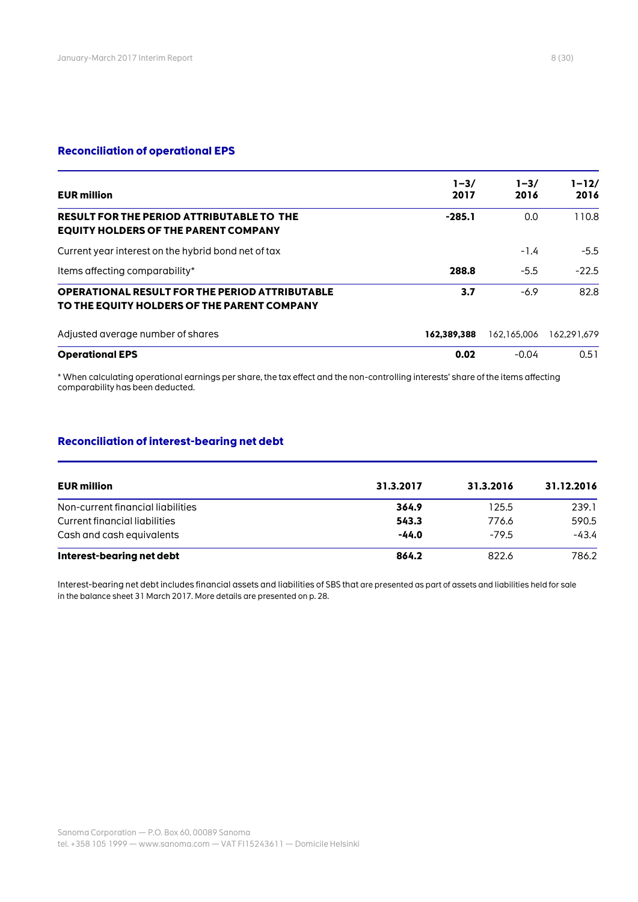## Reconciliation of operational EPS

| EUR million | 1–3/ 2017 | 1–3/ 2016 | 1–12/ 2016 |
|---|---|---|---|
| **RESULT FOR THE PERIOD ATTRIBUTABLE TO THE EQUITY HOLDERS OF THE PARENT COMPANY** | **-285.1** | 0.0 | 110.8 |
| Current year interest on the hybrid bond net of tax | | -1.4 | -5.5 |
| Items affecting comparability* | **288.8** | -5.5 | -22.5 |
| **OPERATIONAL RESULT FOR THE PERIOD ATTRIBUTABLE TO THE EQUITY HOLDERS OF THE PARENT COMPANY** | **3.7** | -6.9 | 82.8 |
| Adjusted average number of shares | **162,389,388** | 162,165,006 | 162,291,679 |
| **Operational EPS** | **0.02** | -0.04 | 0.51 |

* When calculating operational earnings per share, the tax effect and the non-controlling interests' share of the items affecting comparability has been deducted.

## Reconciliation of interest-bearing net debt

| EUR million | 31.3.2017 | 31.3.2016 | 31.12.2016 |
|---|---|---|---|
| Non-current financial liabilities | **364.9** | 125.5 | 239.1 |
| Current financial liabilities | **543.3** | 776.6 | 590.5 |
| Cash and cash equivalents | **-44.0** | -79.5 | -43.4 |
| **Interest-bearing net debt** | **864.2** | 822.6 | 786.2 |

Interest-bearing net debt includes financial assets and liabilities of SBS that are presented as part of assets and liabilities held for sale in the balance sheet 31 March 2017. More details are presented on p. 28.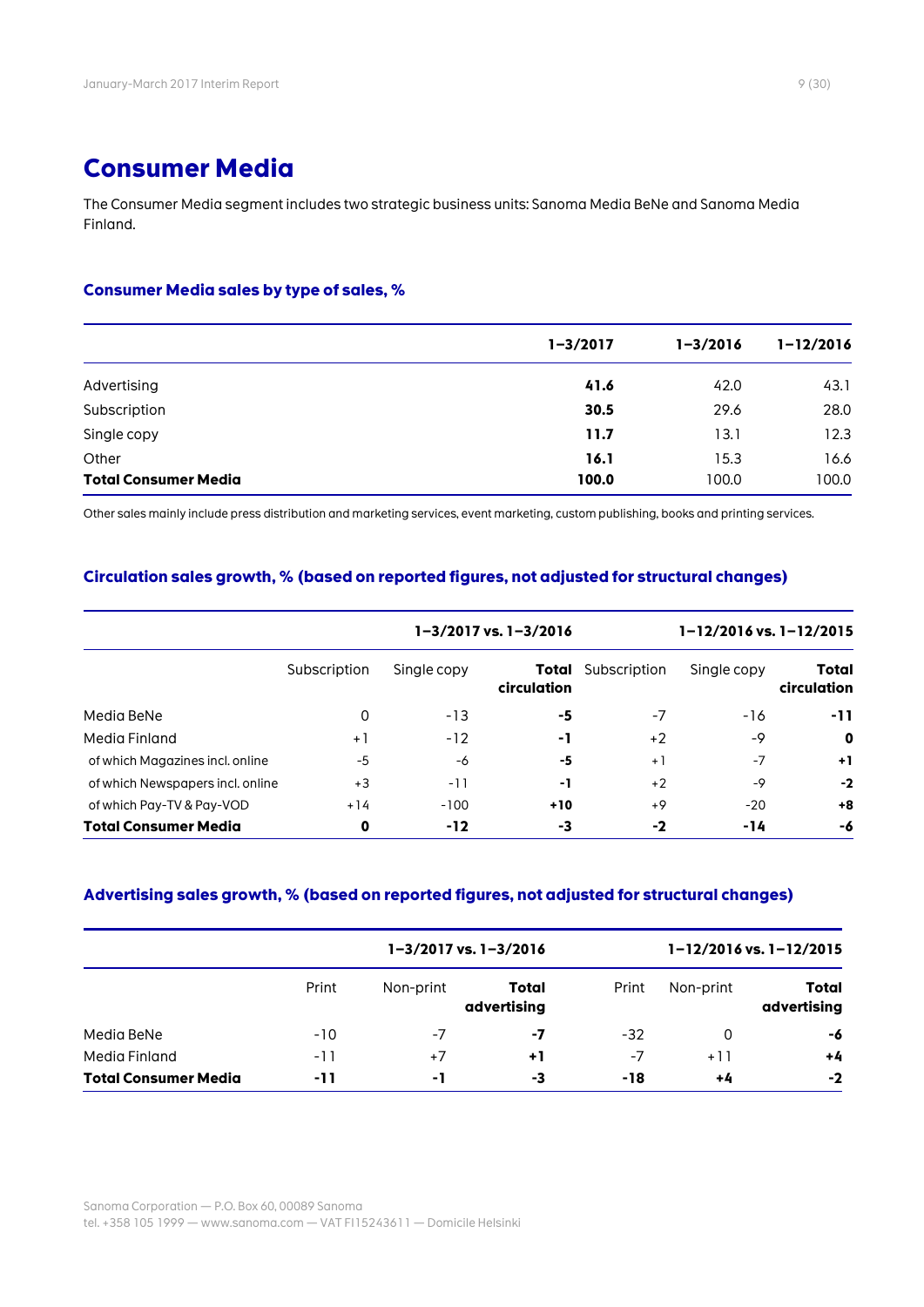# Consumer Media

The Consumer Media segment includes two strategic business units: Sanoma Media BeNe and Sanoma Media Finland.

### Consumer Media sales by type of sales, %

| | 1–3/2017 | 1–3/2016 | 1–12/2016 |
|---|---|---|---|
| Advertising | **41.6** | 42.0 | 43.1 |
| Subscription | **30.5** | 29.6 | 28.0 |
| Single copy | **11.7** | 13.1 | 12.3 |
| Other | **16.1** | 15.3 | 16.6 |
| **Total Consumer Media** | **100.0** | 100.0 | 100.0 |

Other sales mainly include press distribution and marketing services, event marketing, custom publishing, books and printing services.

### Circulation sales growth, % (based on reported figures, not adjusted for structural changes)

| | 1–3/2017 vs. 1–3/2016 | | | 1–12/2016 vs. 1–12/2015 | | |
|---|---|---|---|---|---|---|
| | Subscription | Single copy | **Total circulation** | Subscription | Single copy | **Total circulation** |
| Media BeNe | 0 | -13 | **-5** | -7 | -16 | **-11** |
| Media Finland | +1 | -12 | **-1** | +2 | -9 | **0** |
| of which Magazines incl. online | -5 | -6 | **-5** | +1 | -7 | **+1** |
| of which Newspapers incl. online | +3 | -11 | **-1** | +2 | -9 | **-2** |
| of which Pay-TV & Pay-VOD | +14 | -100 | **+10** | +9 | -20 | **+8** |
| **Total Consumer Media** | **0** | **-12** | **-3** | **-2** | **-14** | **-6** |

### Advertising sales growth, % (based on reported figures, not adjusted for structural changes)

| | 1–3/2017 vs. 1–3/2016 | | | 1–12/2016 vs. 1–12/2015 | | |
|---|---|---|---|---|---|---|
| | Print | Non-print | **Total advertising** | Print | Non-print | **Total advertising** |
| Media BeNe | -10 | -7 | **-7** | -32 | 0 | **-6** |
| Media Finland | -11 | +7 | **+1** | -7 | +11 | **+4** |
| **Total Consumer Media** | **-11** | **-1** | **-3** | **-18** | **+4** | **-2** |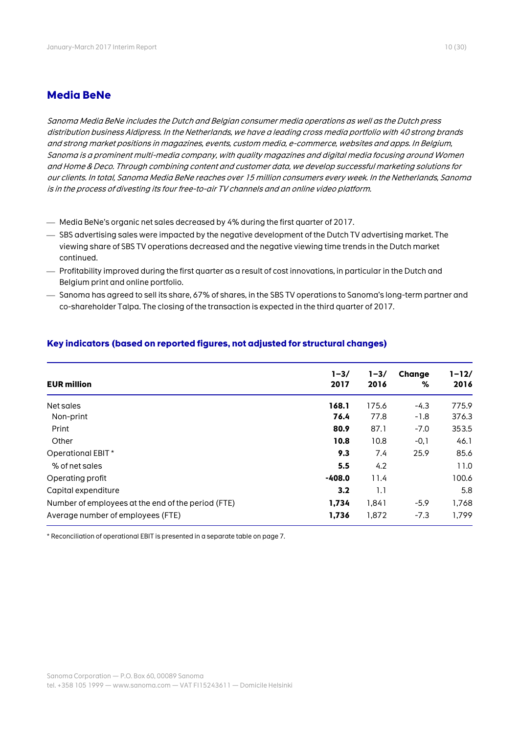## Media BeNe

*Sanoma Media BeNe includes the Dutch and Belgian consumer media operations as well as the Dutch press distribution business Aldipress. In the Netherlands, we have a leading cross media portfolio with 40 strong brands and strong market positions in magazines, events, custom media, e-commerce, websites and apps. In Belgium, Sanoma is a prominent multi-media company, with quality magazines and digital media focusing around Women and Home & Deco. Through combining content and customer data, we develop successful marketing solutions for our clients. In total, Sanoma Media BeNe reaches over 15 million consumers every week. In the Netherlands, Sanoma is in the process of divesting its four free-to-air TV channels and an online video platform.*

- Media BeNe's organic net sales decreased by 4% during the first quarter of 2017.
- SBS advertising sales were impacted by the negative development of the Dutch TV advertising market. The viewing share of SBS TV operations decreased and the negative viewing time trends in the Dutch market continued.
- Profitability improved during the first quarter as a result of cost innovations, in particular in the Dutch and Belgium print and online portfolio.
- Sanoma has agreed to sell its share, 67% of shares, in the SBS TV operations to Sanoma's long-term partner and co-shareholder Talpa. The closing of the transaction is expected in the third quarter of 2017.

### Key indicators (based on reported figures, not adjusted for structural changes)

| EUR million | 1–3/ 2017 | 1–3/ 2016 | Change % | 1–12/ 2016 |
|---|---|---|---|---|
| Net sales | **168.1** | 175.6 | -4.3 | 775.9 |
| Non-print | **76.4** | 77.8 | -1.8 | 376.3 |
| Print | **80.9** | 87.1 | -7.0 | 353.5 |
| Other | **10.8** | 10.8 | -0,1 | 46.1 |
| Operational EBIT * | **9.3** | 7.4 | 25.9 | 85.6 |
| % of net sales | **5.5** | 4.2 | | 11.0 |
| Operating profit | **-408.0** | 11.4 | | 100.6 |
| Capital expenditure | **3.2** | 1.1 | | 5.8 |
| Number of employees at the end of the period (FTE) | **1,734** | 1,841 | -5.9 | 1,768 |
| Average number of employees (FTE) | **1,736** | 1,872 | -7.3 | 1,799 |

\* Reconciliation of operational EBIT is presented in a separate table on page 7.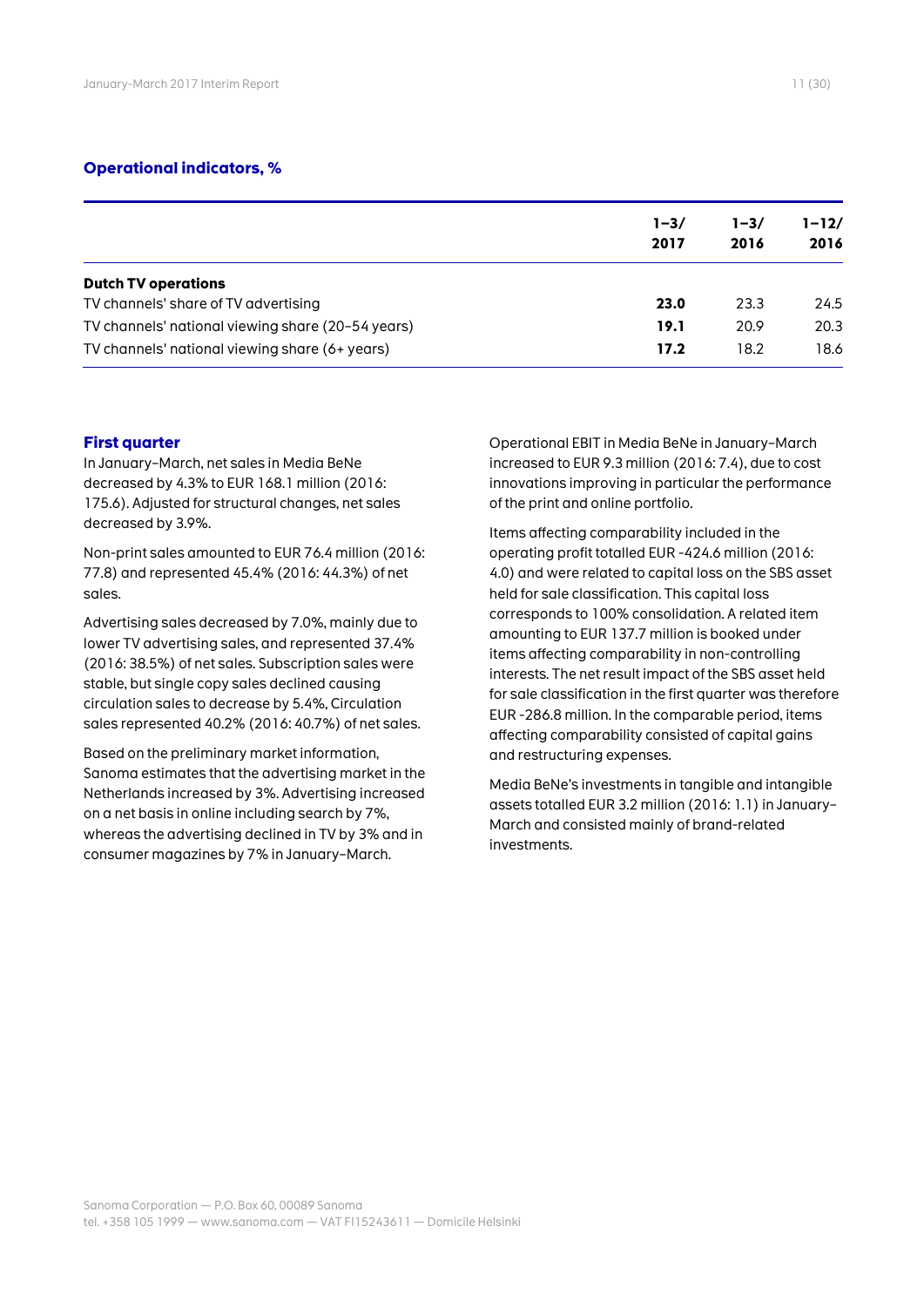## Operational indicators, %

| | 1–3/ 2017 | 1–3/ 2016 | 1–12/ 2016 |
|---|---|---|---|
| **Dutch TV operations** | | | |
| TV channels' share of TV advertising | **23.0** | 23.3 | 24.5 |
| TV channels' national viewing share (20–54 years) | **19.1** | 20.9 | 20.3 |
| TV channels' national viewing share (6+ years) | **17.2** | 18.2 | 18.6 |

### First quarter

In January–March, net sales in Media BeNe decreased by 4.3% to EUR 168.1 million (2016: 175.6). Adjusted for structural changes, net sales decreased by 3.9%.

Non-print sales amounted to EUR 76.4 million (2016: 77.8) and represented 45.4% (2016: 44.3%) of net sales.

Advertising sales decreased by 7.0%, mainly due to lower TV advertising sales, and represented 37.4% (2016: 38.5%) of net sales. Subscription sales were stable, but single copy sales declined causing circulation sales to decrease by 5.4%, Circulation sales represented 40.2% (2016: 40.7%) of net sales.

Based on the preliminary market information, Sanoma estimates that the advertising market in the Netherlands increased by 3%. Advertising increased on a net basis in online including search by 7%, whereas the advertising declined in TV by 3% and in consumer magazines by 7% in January–March.

Operational EBIT in Media BeNe in January–March increased to EUR 9.3 million (2016: 7.4), due to cost innovations improving in particular the performance of the print and online portfolio.

Items affecting comparability included in the operating profit totalled EUR -424.6 million (2016: 4.0) and were related to capital loss on the SBS asset held for sale classification. This capital loss corresponds to 100% consolidation. A related item amounting to EUR 137.7 million is booked under items affecting comparability in non-controlling interests. The net result impact of the SBS asset held for sale classification in the first quarter was therefore EUR -286.8 million. In the comparable period, items affecting comparability consisted of capital gains and restructuring expenses.

Media BeNe's investments in tangible and intangible assets totalled EUR 3.2 million (2016: 1.1) in January–March and consisted mainly of brand-related investments.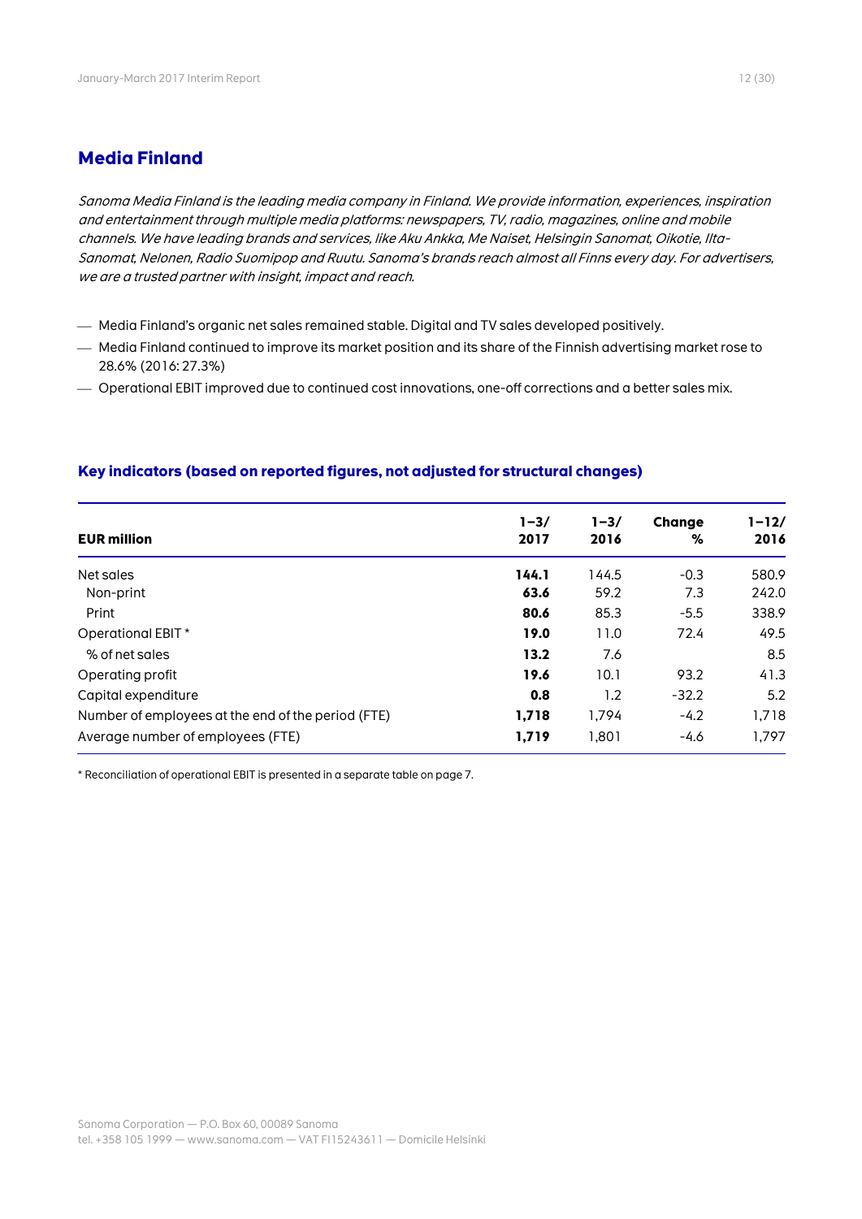## Media Finland

*Sanoma Media Finland is the leading media company in Finland. We provide information, experiences, inspiration and entertainment through multiple media platforms: newspapers, TV, radio, magazines, online and mobile channels. We have leading brands and services, like Aku Ankka, Me Naiset, Helsingin Sanomat, Oikotie, Ilta-Sanomat, Nelonen, Radio Suomipop and Ruutu. Sanoma's brands reach almost all Finns every day. For advertisers, we are a trusted partner with insight, impact and reach.*

- Media Finland's organic net sales remained stable. Digital and TV sales developed positively.
- Media Finland continued to improve its market position and its share of the Finnish advertising market rose to 28.6% (2016: 27.3%)
- Operational EBIT improved due to continued cost innovations, one-off corrections and a better sales mix.

### Key indicators (based on reported figures, not adjusted for structural changes)

| EUR million | 1–3/ 2017 | 1–3/ 2016 | Change % | 1–12/ 2016 |
|---|---|---|---|---|
| Net sales | **144.1** | 144.5 | -0.3 | 580.9 |
| Non-print | **63.6** | 59.2 | 7.3 | 242.0 |
| Print | **80.6** | 85.3 | -5.5 | 338.9 |
| Operational EBIT * | **19.0** | 11.0 | 72.4 | 49.5 |
| % of net sales | **13.2** | 7.6 | | 8.5 |
| Operating profit | **19.6** | 10.1 | 93.2 | 41.3 |
| Capital expenditure | **0.8** | 1.2 | -32.2 | 5.2 |
| Number of employees at the end of the period (FTE) | **1,718** | 1,794 | -4.2 | 1,718 |
| Average number of employees (FTE) | **1,719** | 1,801 | -4.6 | 1,797 |

* Reconciliation of operational EBIT is presented in a separate table on page 7.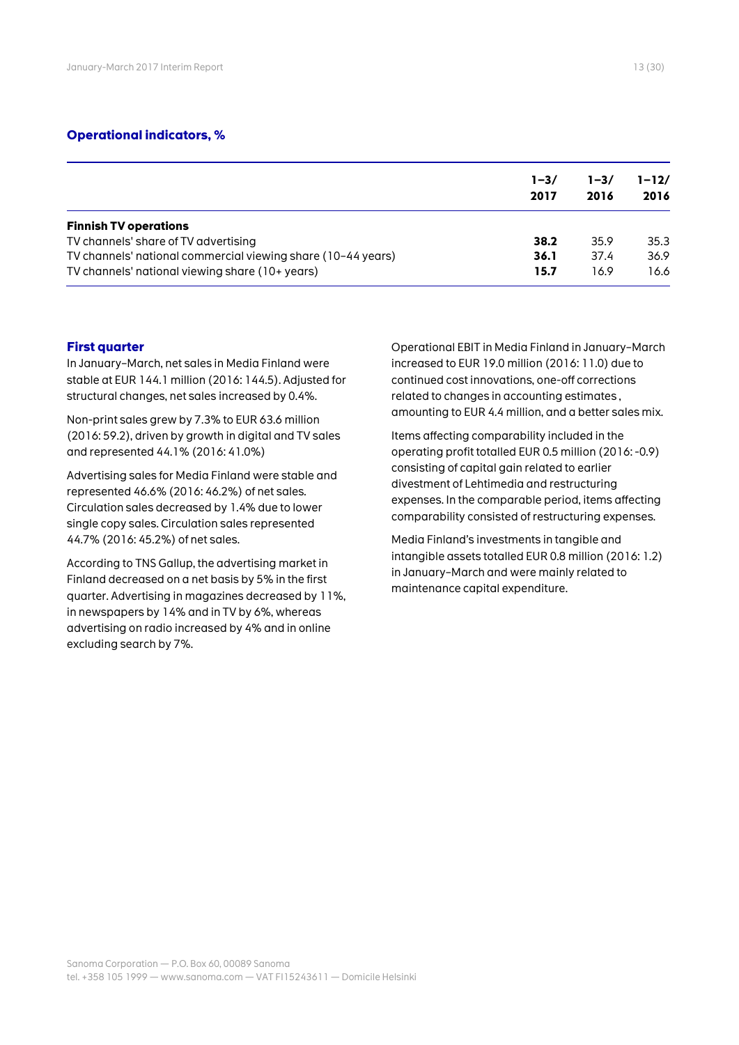## Operational indicators, %

| | 1–3/ 2017 | 1–3/ 2016 | 1–12/ 2016 |
|---|---|---|---|
| **Finnish TV operations** | | | |
| TV channels' share of TV advertising | **38.2** | 35.9 | 35.3 |
| TV channels' national commercial viewing share (10–44 years) | **36.1** | 37.4 | 36.9 |
| TV channels' national viewing share (10+ years) | **15.7** | 16.9 | 16.6 |

### First quarter

In January–March, net sales in Media Finland were stable at EUR 144.1 million (2016: 144.5). Adjusted for structural changes, net sales increased by 0.4%.

Non-print sales grew by 7.3% to EUR 63.6 million (2016: 59.2), driven by growth in digital and TV sales and represented 44.1% (2016: 41.0%)

Advertising sales for Media Finland were stable and represented 46.6% (2016: 46.2%) of net sales. Circulation sales decreased by 1.4% due to lower single copy sales. Circulation sales represented 44.7% (2016: 45.2%) of net sales.

According to TNS Gallup, the advertising market in Finland decreased on a net basis by 5% in the first quarter. Advertising in magazines decreased by 11%, in newspapers by 14% and in TV by 6%, whereas advertising on radio increased by 4% and in online excluding search by 7%.

Operational EBIT in Media Finland in January–March increased to EUR 19.0 million (2016: 11.0) due to continued cost innovations, one-off corrections related to changes in accounting estimates , amounting to EUR 4.4 million, and a better sales mix.

Items affecting comparability included in the operating profit totalled EUR 0.5 million (2016: -0.9) consisting of capital gain related to earlier divestment of Lehtimedia and restructuring expenses. In the comparable period, items affecting comparability consisted of restructuring expenses.

Media Finland's investments in tangible and intangible assets totalled EUR 0.8 million (2016: 1.2) in January–March and were mainly related to maintenance capital expenditure.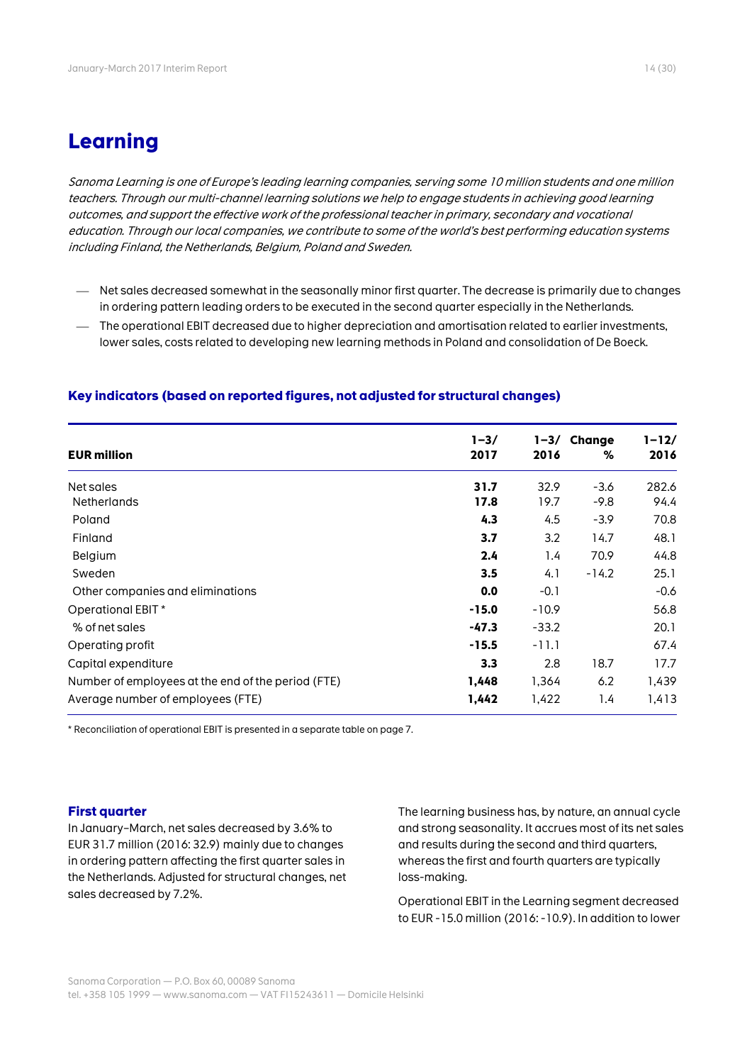# Learning

*Sanoma Learning is one of Europe's leading learning companies, serving some 10 million students and one million teachers. Through our multi-channel learning solutions we help to engage students in achieving good learning outcomes, and support the effective work of the professional teacher in primary, secondary and vocational education. Through our local companies, we contribute to some of the world's best performing education systems including Finland, the Netherlands, Belgium, Poland and Sweden.*

- Net sales decreased somewhat in the seasonally minor first quarter. The decrease is primarily due to changes in ordering pattern leading orders to be executed in the second quarter especially in the Netherlands.
- The operational EBIT decreased due to higher depreciation and amortisation related to earlier investments, lower sales, costs related to developing new learning methods in Poland and consolidation of De Boeck.

### Key indicators (based on reported figures, not adjusted for structural changes)

| EUR million | 1–3/ 2017 | 1–3/ 2016 | Change % | 1–12/ 2016 |
|---|---|---|---|---|
| Net sales | **31.7** | 32.9 | -3.6 | 282.6 |
| Netherlands | **17.8** | 19.7 | -9.8 | 94.4 |
| Poland | **4.3** | 4.5 | -3.9 | 70.8 |
| Finland | **3.7** | 3.2 | 14.7 | 48.1 |
| Belgium | **2.4** | 1.4 | 70.9 | 44.8 |
| Sweden | **3.5** | 4.1 | -14.2 | 25.1 |
| Other companies and eliminations | **0.0** | -0.1 | | -0.6 |
| Operational EBIT * | **-15.0** | -10.9 | | 56.8 |
| % of net sales | **-47.3** | -33.2 | | 20.1 |
| Operating profit | **-15.5** | -11.1 | | 67.4 |
| Capital expenditure | **3.3** | 2.8 | 18.7 | 17.7 |
| Number of employees at the end of the period (FTE) | **1,448** | 1,364 | 6.2 | 1,439 |
| Average number of employees (FTE) | **1,442** | 1,422 | 1.4 | 1,413 |

* Reconciliation of operational EBIT is presented in a separate table on page 7.

### First quarter

In January–March, net sales decreased by 3.6% to EUR 31.7 million (2016: 32.9) mainly due to changes in ordering pattern affecting the first quarter sales in the Netherlands. Adjusted for structural changes, net sales decreased by 7.2%.

The learning business has, by nature, an annual cycle and strong seasonality. It accrues most of its net sales and results during the second and third quarters, whereas the first and fourth quarters are typically loss-making.

Operational EBIT in the Learning segment decreased to EUR -15.0 million (2016: -10.9). In addition to lower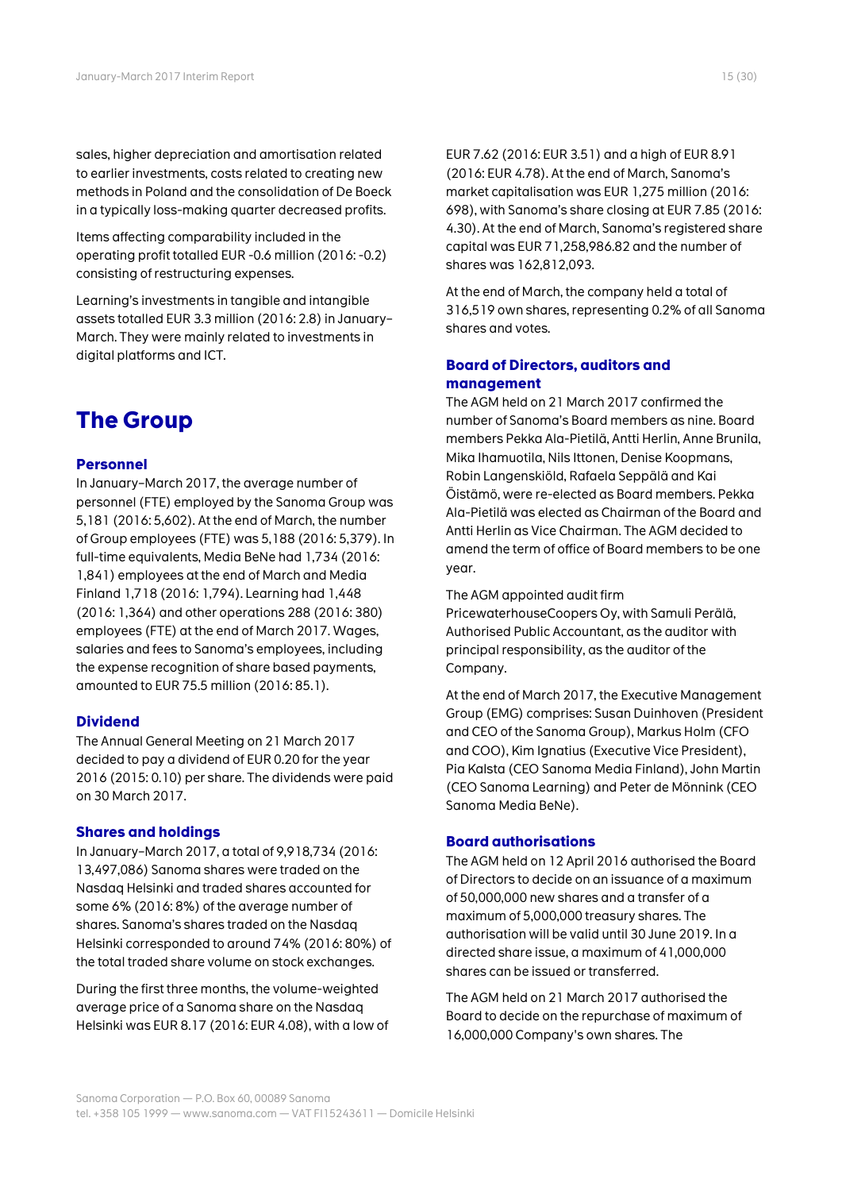sales, higher depreciation and amortisation related to earlier investments, costs related to creating new methods in Poland and the consolidation of De Boeck in a typically loss-making quarter decreased profits.

Items affecting comparability included in the operating profit totalled EUR -0.6 million (2016: -0.2) consisting of restructuring expenses.

Learning's investments in tangible and intangible assets totalled EUR 3.3 million (2016: 2.8) in January–March. They were mainly related to investments in digital platforms and ICT.

# The Group

## Personnel

In January–March 2017, the average number of personnel (FTE) employed by the Sanoma Group was 5,181 (2016: 5,602). At the end of March, the number of Group employees (FTE) was 5,188 (2016: 5,379). In full-time equivalents, Media BeNe had 1,734 (2016: 1,841) employees at the end of March and Media Finland 1,718 (2016: 1,794). Learning had 1,448 (2016: 1,364) and other operations 288 (2016: 380) employees (FTE) at the end of March 2017. Wages, salaries and fees to Sanoma's employees, including the expense recognition of share based payments, amounted to EUR 75.5 million (2016: 85.1).

## Dividend

The Annual General Meeting on 21 March 2017 decided to pay a dividend of EUR 0.20 for the year 2016 (2015: 0.10) per share. The dividends were paid on 30 March 2017.

## Shares and holdings

In January–March 2017, a total of 9,918,734 (2016: 13,497,086) Sanoma shares were traded on the Nasdaq Helsinki and traded shares accounted for some 6% (2016: 8%) of the average number of shares. Sanoma's shares traded on the Nasdaq Helsinki corresponded to around 74% (2016: 80%) of the total traded share volume on stock exchanges.

During the first three months, the volume-weighted average price of a Sanoma share on the Nasdaq Helsinki was EUR 8.17 (2016: EUR 4.08), with a low of EUR 7.62 (2016: EUR 3.51) and a high of EUR 8.91 (2016: EUR 4.78). At the end of March, Sanoma's market capitalisation was EUR 1,275 million (2016: 698), with Sanoma's share closing at EUR 7.85 (2016: 4.30). At the end of March, Sanoma's registered share capital was EUR 71,258,986.82 and the number of shares was 162,812,093.

At the end of March, the company held a total of 316,519 own shares, representing 0.2% of all Sanoma shares and votes.

## Board of Directors, auditors and management

The AGM held on 21 March 2017 confirmed the number of Sanoma's Board members as nine. Board members Pekka Ala-Pietilä, Antti Herlin, Anne Brunila, Mika Ihamuotila, Nils Ittonen, Denise Koopmans, Robin Langenskiöld, Rafaela Seppälä and Kai Öistämö, were re-elected as Board members. Pekka Ala-Pietilä was elected as Chairman of the Board and Antti Herlin as Vice Chairman. The AGM decided to amend the term of office of Board members to be one year.

The AGM appointed audit firm PricewaterhouseCoopers Oy, with Samuli Perälä, Authorised Public Accountant, as the auditor with principal responsibility, as the auditor of the Company.

At the end of March 2017, the Executive Management Group (EMG) comprises: Susan Duinhoven (President and CEO of the Sanoma Group), Markus Holm (CFO and COO), Kim Ignatius (Executive Vice President), Pia Kalsta (CEO Sanoma Media Finland), John Martin (CEO Sanoma Learning) and Peter de Mönnink (CEO Sanoma Media BeNe).

## Board authorisations

The AGM held on 12 April 2016 authorised the Board of Directors to decide on an issuance of a maximum of 50,000,000 new shares and a transfer of a maximum of 5,000,000 treasury shares. The authorisation will be valid until 30 June 2019. In a directed share issue, a maximum of 41,000,000 shares can be issued or transferred.

The AGM held on 21 March 2017 authorised the Board to decide on the repurchase of maximum of 16,000,000 Company's own shares. The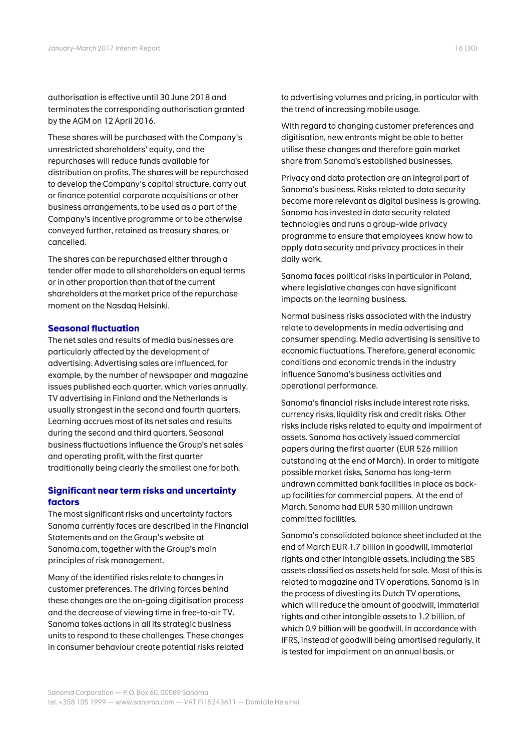authorisation is effective until 30 June 2018 and terminates the corresponding authorisation granted by the AGM on 12 April 2016.

These shares will be purchased with the Company's unrestricted shareholders' equity, and the repurchases will reduce funds available for distribution on profits. The shares will be repurchased to develop the Company's capital structure, carry out or finance potential corporate acquisitions or other business arrangements, to be used as a part of the Company's incentive programme or to be otherwise conveyed further, retained as treasury shares, or cancelled.

The shares can be repurchased either through a tender offer made to all shareholders on equal terms or in other proportion than that of the current shareholders at the market price of the repurchase moment on the Nasdaq Helsinki.

## Seasonal fluctuation

The net sales and results of media businesses are particularly affected by the development of advertising. Advertising sales are influenced, for example, by the number of newspaper and magazine issues published each quarter, which varies annually. TV advertising in Finland and the Netherlands is usually strongest in the second and fourth quarters. Learning accrues most of its net sales and results during the second and third quarters. Seasonal business fluctuations influence the Group's net sales and operating profit, with the first quarter traditionally being clearly the smallest one for both.

## Significant near term risks and uncertainty factors

The most significant risks and uncertainty factors Sanoma currently faces are described in the Financial Statements and on the Group's website at Sanoma.com, together with the Group's main principles of risk management.

Many of the identified risks relate to changes in customer preferences. The driving forces behind these changes are the on-going digitisation process and the decrease of viewing time in free-to-air TV. Sanoma takes actions in all its strategic business units to respond to these challenges. These changes in consumer behaviour create potential risks related to advertising volumes and pricing, in particular with the trend of increasing mobile usage.

With regard to changing customer preferences and digitisation, new entrants might be able to better utilise these changes and therefore gain market share from Sanoma's established businesses.

Privacy and data protection are an integral part of Sanoma's business. Risks related to data security become more relevant as digital business is growing. Sanoma has invested in data security related technologies and runs a group-wide privacy programme to ensure that employees know how to apply data security and privacy practices in their daily work.

Sanoma faces political risks in particular in Poland, where legislative changes can have significant impacts on the learning business.

Normal business risks associated with the industry relate to developments in media advertising and consumer spending. Media advertising is sensitive to economic fluctuations. Therefore, general economic conditions and economic trends in the industry influence Sanoma's business activities and operational performance.

Sanoma's financial risks include interest rate risks, currency risks, liquidity risk and credit risks. Other risks include risks related to equity and impairment of assets. Sanoma has actively issued commercial papers during the first quarter (EUR 526 million outstanding at the end of March). In order to mitigate possible market risks, Sanoma has long-term undrawn committed bank facilities in place as back-up facilities for commercial papers. At the end of March, Sanoma had EUR 530 million undrawn committed facilities.

Sanoma's consolidated balance sheet included at the end of March EUR 1.7 billion in goodwill, immaterial rights and other intangible assets, including the SBS assets classified as assets held for sale. Most of this is related to magazine and TV operations. Sanoma is in the process of divesting its Dutch TV operations, which will reduce the amount of goodwill, immaterial rights and other intangible assets to 1.2 billion, of which 0.9 billion will be goodwill. In accordance with IFRS, instead of goodwill being amortised regularly, it is tested for impairment on an annual basis, or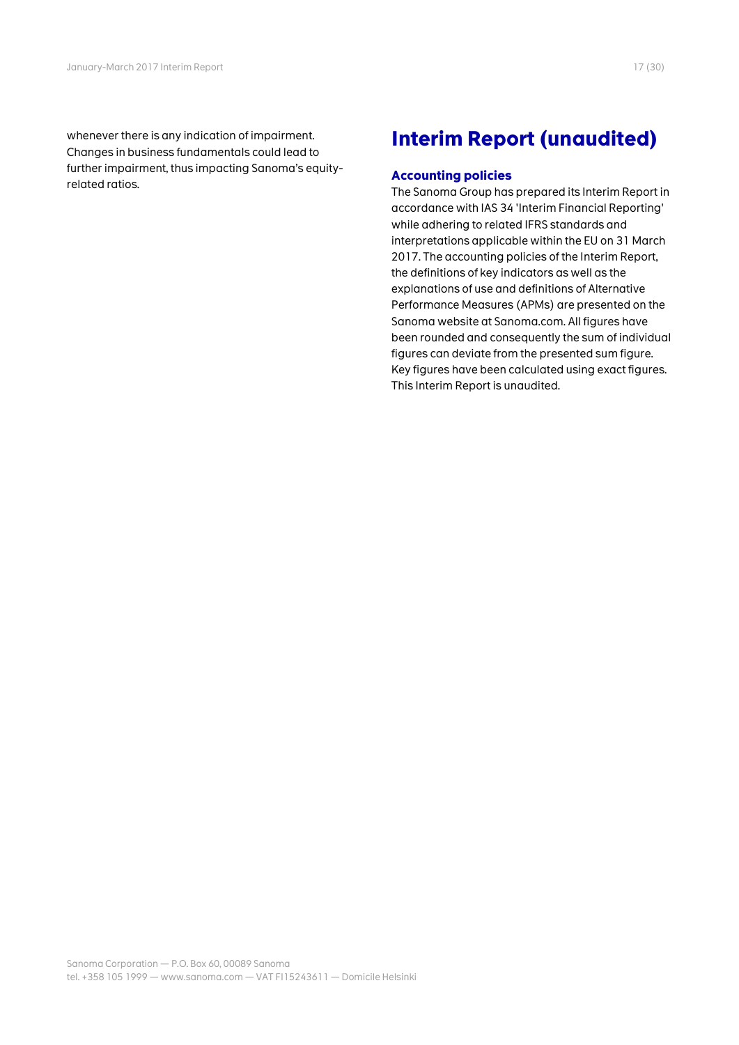whenever there is any indication of impairment. Changes in business fundamentals could lead to further impairment, thus impacting Sanoma's equity-related ratios.

# Interim Report (unaudited)

### Accounting policies

The Sanoma Group has prepared its Interim Report in accordance with IAS 34 'Interim Financial Reporting' while adhering to related IFRS standards and interpretations applicable within the EU on 31 March 2017. The accounting policies of the Interim Report, the definitions of key indicators as well as the explanations of use and definitions of Alternative Performance Measures (APMs) are presented on the Sanoma website at Sanoma.com. All figures have been rounded and consequently the sum of individual figures can deviate from the presented sum figure. Key figures have been calculated using exact figures. This Interim Report is unaudited.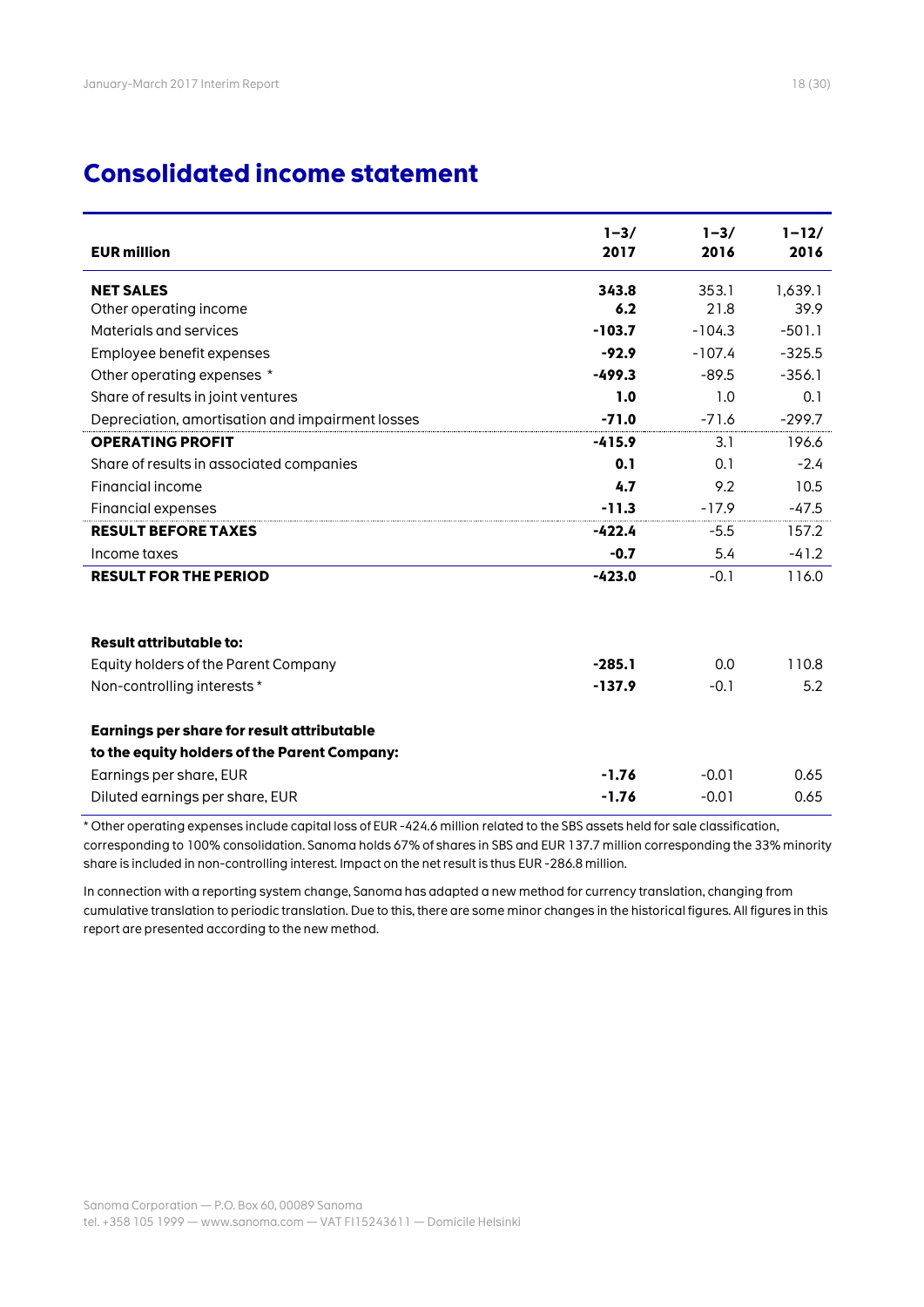# Consolidated income statement

| EUR million | 1–3/ 2017 | 1–3/ 2016 | 1–12/ 2016 |
|---|---|---|---|
| **NET SALES** | **343.8** | 353.1 | 1,639.1 |
| Other operating income | **6.2** | 21.8 | 39.9 |
| Materials and services | **-103.7** | -104.3 | -501.1 |
| Employee benefit expenses | **-92.9** | -107.4 | -325.5 |
| Other operating expenses * | **-499.3** | -89.5 | -356.1 |
| Share of results in joint ventures | **1.0** | 1.0 | 0.1 |
| Depreciation, amortisation and impairment losses | **-71.0** | -71.6 | -299.7 |
| **OPERATING PROFIT** | **-415.9** | 3.1 | 196.6 |
| Share of results in associated companies | **0.1** | 0.1 | -2.4 |
| Financial income | **4.7** | 9.2 | 10.5 |
| Financial expenses | **-11.3** | -17.9 | -47.5 |
| **RESULT BEFORE TAXES** | **-422.4** | -5.5 | 157.2 |
| Income taxes | **-0.7** | 5.4 | -41.2 |
| **RESULT FOR THE PERIOD** | **-423.0** | -0.1 | 116.0 |
| | | | |
| **Result attributable to:** | | | |
| Equity holders of the Parent Company | **-285.1** | 0.0 | 110.8 |
| Non-controlling interests * | **-137.9** | -0.1 | 5.2 |
| | | | |
| **Earnings per share for result attributable to the equity holders of the Parent Company:** | | | |
| Earnings per share, EUR | **-1.76** | -0.01 | 0.65 |
| Diluted earnings per share, EUR | **-1.76** | -0.01 | 0.65 |

* Other operating expenses include capital loss of EUR -424.6 million related to the SBS assets held for sale classification, corresponding to 100% consolidation. Sanoma holds 67% of shares in SBS and EUR 137.7 million corresponding the 33% minority share is included in non-controlling interest. Impact on the net result is thus EUR -286.8 million.

In connection with a reporting system change, Sanoma has adapted a new method for currency translation, changing from cumulative translation to periodic translation. Due to this, there are some minor changes in the historical figures. All figures in this report are presented according to the new method.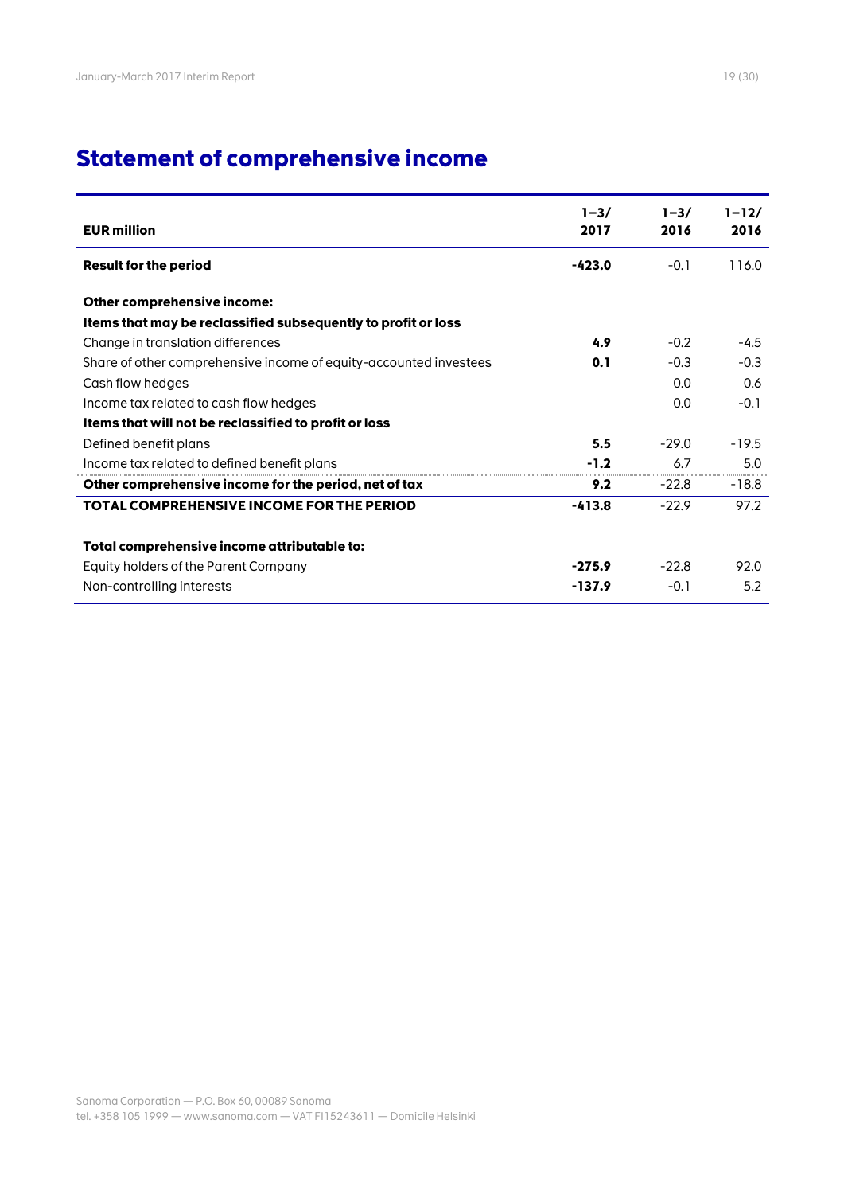# Statement of comprehensive income

| EUR million | 1–3/ 2017 | 1–3/ 2016 | 1–12/ 2016 |
|---|---|---|---|
| **Result for the period** | **-423.0** | -0.1 | 116.0 |
| | | | |
| **Other comprehensive income:** | | | |
| **Items that may be reclassified subsequently to profit or loss** | | | |
| Change in translation differences | **4.9** | -0.2 | -4.5 |
| Share of other comprehensive income of equity-accounted investees | **0.1** | -0.3 | -0.3 |
| Cash flow hedges | | 0.0 | 0.6 |
| Income tax related to cash flow hedges | | 0.0 | -0.1 |
| **Items that will not be reclassified to profit or loss** | | | |
| Defined benefit plans | **5.5** | -29.0 | -19.5 |
| Income tax related to defined benefit plans | **-1.2** | 6.7 | 5.0 |
| **Other comprehensive income for the period, net of tax** | **9.2** | -22.8 | -18.8 |
| **TOTAL COMPREHENSIVE INCOME FOR THE PERIOD** | **-413.8** | -22.9 | 97.2 |
| | | | |
| **Total comprehensive income attributable to:** | | | |
| Equity holders of the Parent Company | **-275.9** | -22.8 | 92.0 |
| Non-controlling interests | **-137.9** | -0.1 | 5.2 |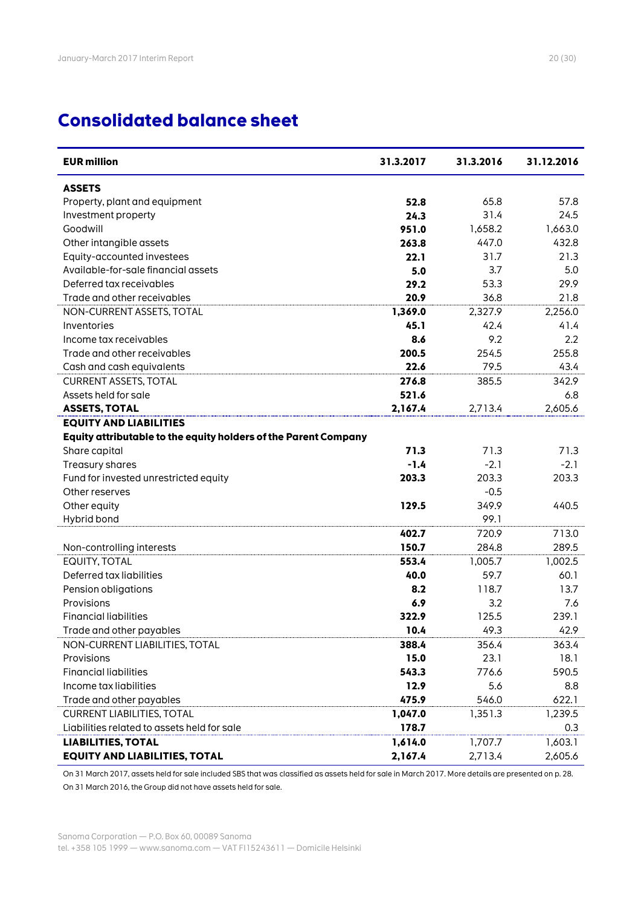# Consolidated balance sheet

| EUR million | 31.3.2017 | 31.3.2016 | 31.12.2016 |
|---|---|---|---|
| **ASSETS** | | | |
| Property, plant and equipment | **52.8** | 65.8 | 57.8 |
| Investment property | **24.3** | 31.4 | 24.5 |
| Goodwill | **951.0** | 1,658.2 | 1,663.0 |
| Other intangible assets | **263.8** | 447.0 | 432.8 |
| Equity-accounted investees | **22.1** | 31.7 | 21.3 |
| Available-for-sale financial assets | **5.0** | 3.7 | 5.0 |
| Deferred tax receivables | **29.2** | 53.3 | 29.9 |
| Trade and other receivables | **20.9** | 36.8 | 21.8 |
| NON-CURRENT ASSETS, TOTAL | **1,369.0** | 2,327.9 | 2,256.0 |
| Inventories | **45.1** | 42.4 | 41.4 |
| Income tax receivables | **8.6** | 9.2 | 2.2 |
| Trade and other receivables | **200.5** | 254.5 | 255.8 |
| Cash and cash equivalents | **22.6** | 79.5 | 43.4 |
| CURRENT ASSETS, TOTAL | **276.8** | 385.5 | 342.9 |
| Assets held for sale | **521.6** | | 6.8 |
| **ASSETS, TOTAL** | **2,167.4** | 2,713.4 | 2,605.6 |
| **EQUITY AND LIABILITIES** | | | |
| **Equity attributable to the equity holders of the Parent Company** | | | |
| Share capital | **71.3** | 71.3 | 71.3 |
| Treasury shares | **-1.4** | -2.1 | -2.1 |
| Fund for invested unrestricted equity | **203.3** | 203.3 | 203.3 |
| Other reserves | | -0.5 | |
| Other equity | **129.5** | 349.9 | 440.5 |
| Hybrid bond | | 99.1 | |
| | **402.7** | 720.9 | 713.0 |
| Non-controlling interests | **150.7** | 284.8 | 289.5 |
| EQUITY, TOTAL | **553.4** | 1,005.7 | 1,002.5 |
| Deferred tax liabilities | **40.0** | 59.7 | 60.1 |
| Pension obligations | **8.2** | 118.7 | 13.7 |
| Provisions | **6.9** | 3.2 | 7.6 |
| Financial liabilities | **322.9** | 125.5 | 239.1 |
| Trade and other payables | **10.4** | 49.3 | 42.9 |
| NON-CURRENT LIABILITIES, TOTAL | **388.4** | 356.4 | 363.4 |
| Provisions | **15.0** | 23.1 | 18.1 |
| Financial liabilities | **543.3** | 776.6 | 590.5 |
| Income tax liabilities | **12.9** | 5.6 | 8.8 |
| Trade and other payables | **475.9** | 546.0 | 622.1 |
| CURRENT LIABILITIES, TOTAL | **1,047.0** | 1,351.3 | 1,239.5 |
| Liabilities related to assets held for sale | **178.7** | | 0.3 |
| **LIABILITIES, TOTAL** | **1,614.0** | 1,707.7 | 1,603.1 |
| **EQUITY AND LIABILITIES, TOTAL** | **2,167.4** | 2,713.4 | 2,605.6 |

On 31 March 2017, assets held for sale included SBS that was classified as assets held for sale in March 2017. More details are presented on p. 28.

On 31 March 2016, the Group did not have assets held for sale.

Sanoma Corporation — P.O. Box 60, 00089 Sanoma
tel. +358 105 1999 — www.sanoma.com — VAT FI15243611 — Domicile Helsinki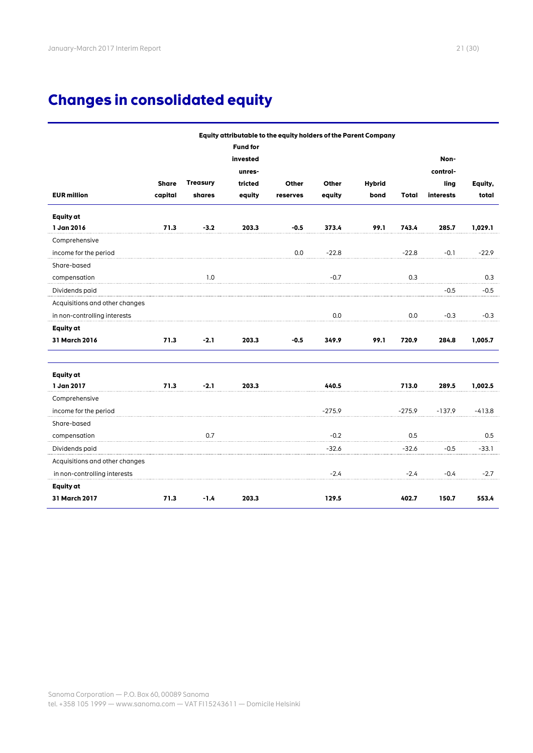# Changes in consolidated equity

| EUR million | Equity attributable to the equity holders of the Parent Company | | | | | | | | |
|---|---|---|---|---|---|---|---|---|---|
| | Share capital | Treasury shares | Fund for invested unrestricted equity | Other reserves | Other equity | Hybrid bond | Total | Non-controlling interests | Equity, total |
| **Equity at 1 Jan 2016** | **71.3** | **-3.2** | **203.3** | **-0.5** | **373.4** | **99.1** | **743.4** | **285.7** | **1,029.1** |
| Comprehensive income for the period | | | | 0.0 | -22.8 | | -22.8 | -0.1 | -22.9 |
| Share-based compensation | | 1.0 | | | -0.7 | | 0.3 | | 0.3 |
| Dividends paid | | | | | | | | -0.5 | -0.5 |
| Acquisitions and other changes in non-controlling interests | | | | | 0.0 | | 0.0 | -0.3 | -0.3 |
| **Equity at 31 March 2016** | **71.3** | **-2.1** | **203.3** | **-0.5** | **349.9** | **99.1** | **720.9** | **284.8** | **1,005.7** |
| | | | | | | | | | |
| **Equity at 1 Jan 2017** | **71.3** | **-2.1** | **203.3** | | **440.5** | | **713.0** | **289.5** | **1,002.5** |
| Comprehensive income for the period | | | | | -275.9 | | -275.9 | -137.9 | -413.8 |
| Share-based compensation | | 0.7 | | | -0.2 | | 0.5 | | 0.5 |
| Dividends paid | | | | | -32.6 | | -32.6 | -0.5 | -33.1 |
| Acquisitions and other changes in non-controlling interests | | | | | -2.4 | | -2.4 | -0.4 | -2.7 |
| **Equity at 31 March 2017** | **71.3** | **-1.4** | **203.3** | | **129.5** | | **402.7** | **150.7** | **553.4** |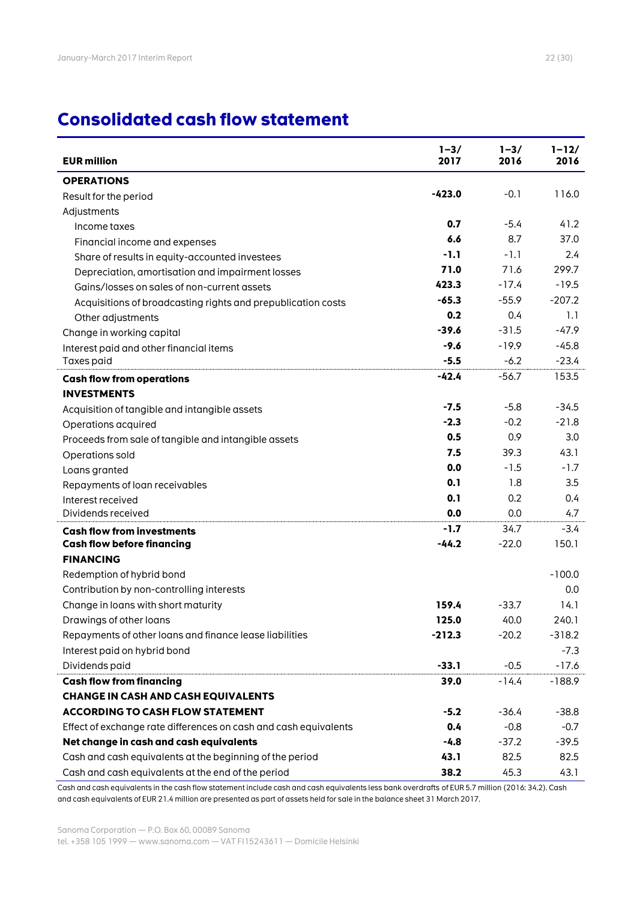## Consolidated cash flow statement

| EUR million | 1–3/ 2017 | 1–3/ 2016 | 1–12/ 2016 |
|---|---|---|---|
| **OPERATIONS** | | | |
| Result for the period | **-423.0** | -0.1 | 116.0 |
| Adjustments | | | |
| Income taxes | **0.7** | -5.4 | 41.2 |
| Financial income and expenses | **6.6** | 8.7 | 37.0 |
| Share of results in equity-accounted investees | **-1.1** | -1.1 | 2.4 |
| Depreciation, amortisation and impairment losses | **71.0** | 71.6 | 299.7 |
| Gains/losses on sales of non-current assets | **423.3** | -17.4 | -19.5 |
| Acquisitions of broadcasting rights and prepublication costs | **-65.3** | -55.9 | -207.2 |
| Other adjustments | **0.2** | 0.4 | 1.1 |
| Change in working capital | **-39.6** | -31.5 | -47.9 |
| Interest paid and other financial items | **-9.6** | -19.9 | -45.8 |
| Taxes paid | **-5.5** | -6.2 | -23.4 |
| **Cash flow from operations** | **-42.4** | -56.7 | 153.5 |
| **INVESTMENTS** | | | |
| Acquisition of tangible and intangible assets | **-7.5** | -5.8 | -34.5 |
| Operations acquired | **-2.3** | -0.2 | -21.8 |
| Proceeds from sale of tangible and intangible assets | **0.5** | 0.9 | 3.0 |
| Operations sold | **7.5** | 39.3 | 43.1 |
| Loans granted | **0.0** | -1.5 | -1.7 |
| Repayments of loan receivables | **0.1** | 1.8 | 3.5 |
| Interest received | **0.1** | 0.2 | 0.4 |
| Dividends received | **0.0** | 0.0 | 4.7 |
| **Cash flow from investments** | **-1.7** | 34.7 | -3.4 |
| **Cash flow before financing** | **-44.2** | -22.0 | 150.1 |
| **FINANCING** | | | |
| Redemption of hybrid bond | | | -100.0 |
| Contribution by non-controlling interests | | | 0.0 |
| Change in loans with short maturity | **159.4** | -33.7 | 14.1 |
| Drawings of other loans | **125.0** | 40.0 | 240.1 |
| Repayments of other loans and finance lease liabilities | **-212.3** | -20.2 | -318.2 |
| Interest paid on hybrid bond | | | -7.3 |
| Dividends paid | **-33.1** | -0.5 | -17.6 |
| **Cash flow from financing** | **39.0** | -14.4 | -188.9 |
| **CHANGE IN CASH AND CASH EQUIVALENTS ACCORDING TO CASH FLOW STATEMENT** | **-5.2** | -36.4 | -38.8 |
| Effect of exchange rate differences on cash and cash equivalents | **0.4** | -0.8 | -0.7 |
| **Net change in cash and cash equivalents** | **-4.8** | -37.2 | -39.5 |
| Cash and cash equivalents at the beginning of the period | **43.1** | 82.5 | 82.5 |
| Cash and cash equivalents at the end of the period | **38.2** | 45.3 | 43.1 |

Cash and cash equivalents in the cash flow statement include cash and cash equivalents less bank overdrafts of EUR 5.7 million (2016: 34.2). Cash and cash equivalents of EUR 21.4 million are presented as part of assets held for sale in the balance sheet 31 March 2017.

Sanoma Corporation — P.O. Box 60, 00089 Sanoma
tel. +358 105 1999 — www.sanoma.com — VAT FI15243611 — Domicile Helsinki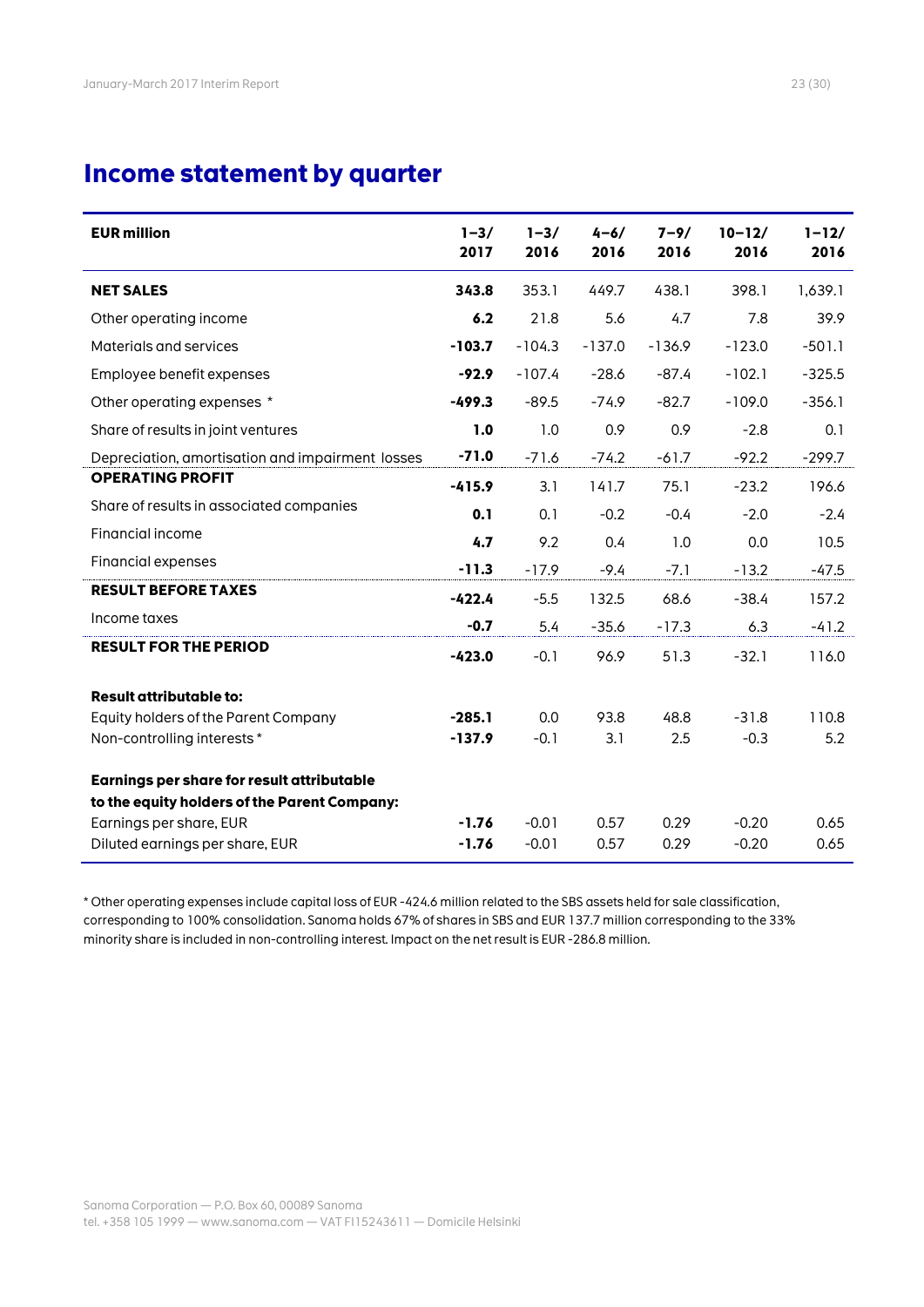## Income statement by quarter

| EUR million | 1–3/ 2017 | 1–3/ 2016 | 4–6/ 2016 | 7–9/ 2016 | 10–12/ 2016 | 1–12/ 2016 |
|---|---|---|---|---|---|---|
| **NET SALES** | **343.8** | 353.1 | 449.7 | 438.1 | 398.1 | 1,639.1 |
| Other operating income | **6.2** | 21.8 | 5.6 | 4.7 | 7.8 | 39.9 |
| Materials and services | **-103.7** | -104.3 | -137.0 | -136.9 | -123.0 | -501.1 |
| Employee benefit expenses | **-92.9** | -107.4 | -28.6 | -87.4 | -102.1 | -325.5 |
| Other operating expenses * | **-499.3** | -89.5 | -74.9 | -82.7 | -109.0 | -356.1 |
| Share of results in joint ventures | **1.0** | 1.0 | 0.9 | 0.9 | -2.8 | 0.1 |
| Depreciation, amortisation and impairment losses | **-71.0** | -71.6 | -74.2 | -61.7 | -92.2 | -299.7 |
| **OPERATING PROFIT** | **-415.9** | 3.1 | 141.7 | 75.1 | -23.2 | 196.6 |
| Share of results in associated companies | **0.1** | 0.1 | -0.2 | -0.4 | -2.0 | -2.4 |
| Financial income | **4.7** | 9.2 | 0.4 | 1.0 | 0.0 | 10.5 |
| Financial expenses | **-11.3** | -17.9 | -9.4 | -7.1 | -13.2 | -47.5 |
| **RESULT BEFORE TAXES** | **-422.4** | -5.5 | 132.5 | 68.6 | -38.4 | 157.2 |
| Income taxes | **-0.7** | 5.4 | -35.6 | -17.3 | 6.3 | -41.2 |
| **RESULT FOR THE PERIOD** | **-423.0** | -0.1 | 96.9 | 51.3 | -32.1 | 116.0 |
| | | | | | | |
| **Result attributable to:** | | | | | | |
| Equity holders of the Parent Company | **-285.1** | 0.0 | 93.8 | 48.8 | -31.8 | 110.8 |
| Non-controlling interests * | **-137.9** | -0.1 | 3.1 | 2.5 | -0.3 | 5.2 |
| | | | | | | |
| **Earnings per share for result attributable to the equity holders of the Parent Company:** | | | | | | |
| Earnings per share, EUR | **-1.76** | -0.01 | 0.57 | 0.29 | -0.20 | 0.65 |
| Diluted earnings per share, EUR | **-1.76** | -0.01 | 0.57 | 0.29 | -0.20 | 0.65 |

* Other operating expenses include capital loss of EUR -424.6 million related to the SBS assets held for sale classification, corresponding to 100% consolidation. Sanoma holds 67% of shares in SBS and EUR 137.7 million corresponding to the 33% minority share is included in non-controlling interest. Impact on the net result is EUR -286.8 million.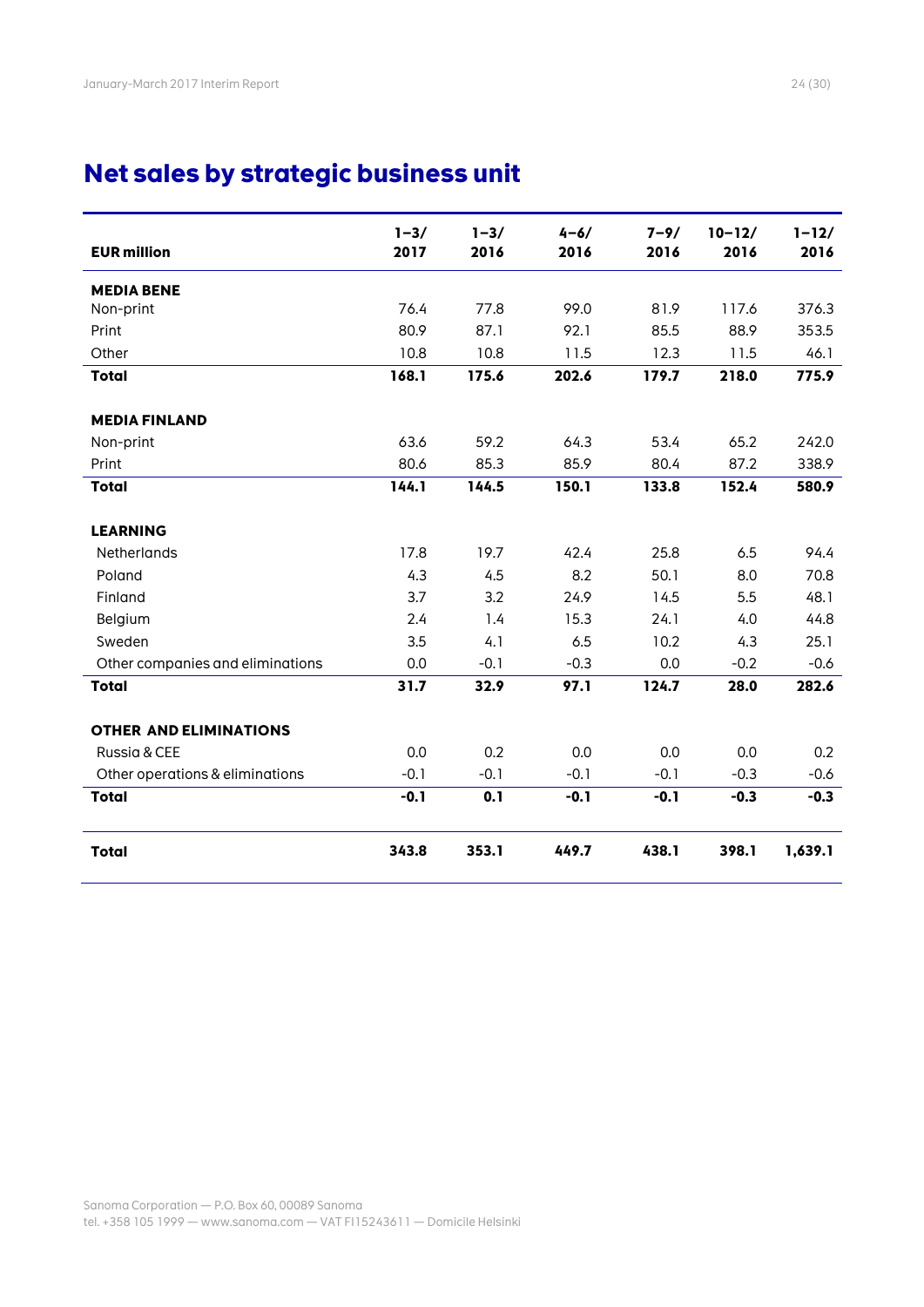## Net sales by strategic business unit

| EUR million | 1–3/ 2017 | 1–3/ 2016 | 4–6/ 2016 | 7–9/ 2016 | 10–12/ 2016 | 1–12/ 2016 |
|---|---|---|---|---|---|---|
| **MEDIA BENE** | | | | | | |
| Non-print | 76.4 | 77.8 | 99.0 | 81.9 | 117.6 | 376.3 |
| Print | 80.9 | 87.1 | 92.1 | 85.5 | 88.9 | 353.5 |
| Other | 10.8 | 10.8 | 11.5 | 12.3 | 11.5 | 46.1 |
| **Total** | **168.1** | **175.6** | **202.6** | **179.7** | **218.0** | **775.9** |
| **MEDIA FINLAND** | | | | | | |
| Non-print | 63.6 | 59.2 | 64.3 | 53.4 | 65.2 | 242.0 |
| Print | 80.6 | 85.3 | 85.9 | 80.4 | 87.2 | 338.9 |
| **Total** | **144.1** | **144.5** | **150.1** | **133.8** | **152.4** | **580.9** |
| **LEARNING** | | | | | | |
| Netherlands | 17.8 | 19.7 | 42.4 | 25.8 | 6.5 | 94.4 |
| Poland | 4.3 | 4.5 | 8.2 | 50.1 | 8.0 | 70.8 |
| Finland | 3.7 | 3.2 | 24.9 | 14.5 | 5.5 | 48.1 |
| Belgium | 2.4 | 1.4 | 15.3 | 24.1 | 4.0 | 44.8 |
| Sweden | 3.5 | 4.1 | 6.5 | 10.2 | 4.3 | 25.1 |
| Other companies and eliminations | 0.0 | -0.1 | -0.3 | 0.0 | -0.2 | -0.6 |
| **Total** | **31.7** | **32.9** | **97.1** | **124.7** | **28.0** | **282.6** |
| **OTHER AND ELIMINATIONS** | | | | | | |
| Russia & CEE | 0.0 | 0.2 | 0.0 | 0.0 | 0.0 | 0.2 |
| Other operations & eliminations | -0.1 | -0.1 | -0.1 | -0.1 | -0.3 | -0.6 |
| **Total** | **-0.1** | **0.1** | **-0.1** | **-0.1** | **-0.3** | **-0.3** |
| **Total** | **343.8** | **353.1** | **449.7** | **438.1** | **398.1** | **1,639.1** |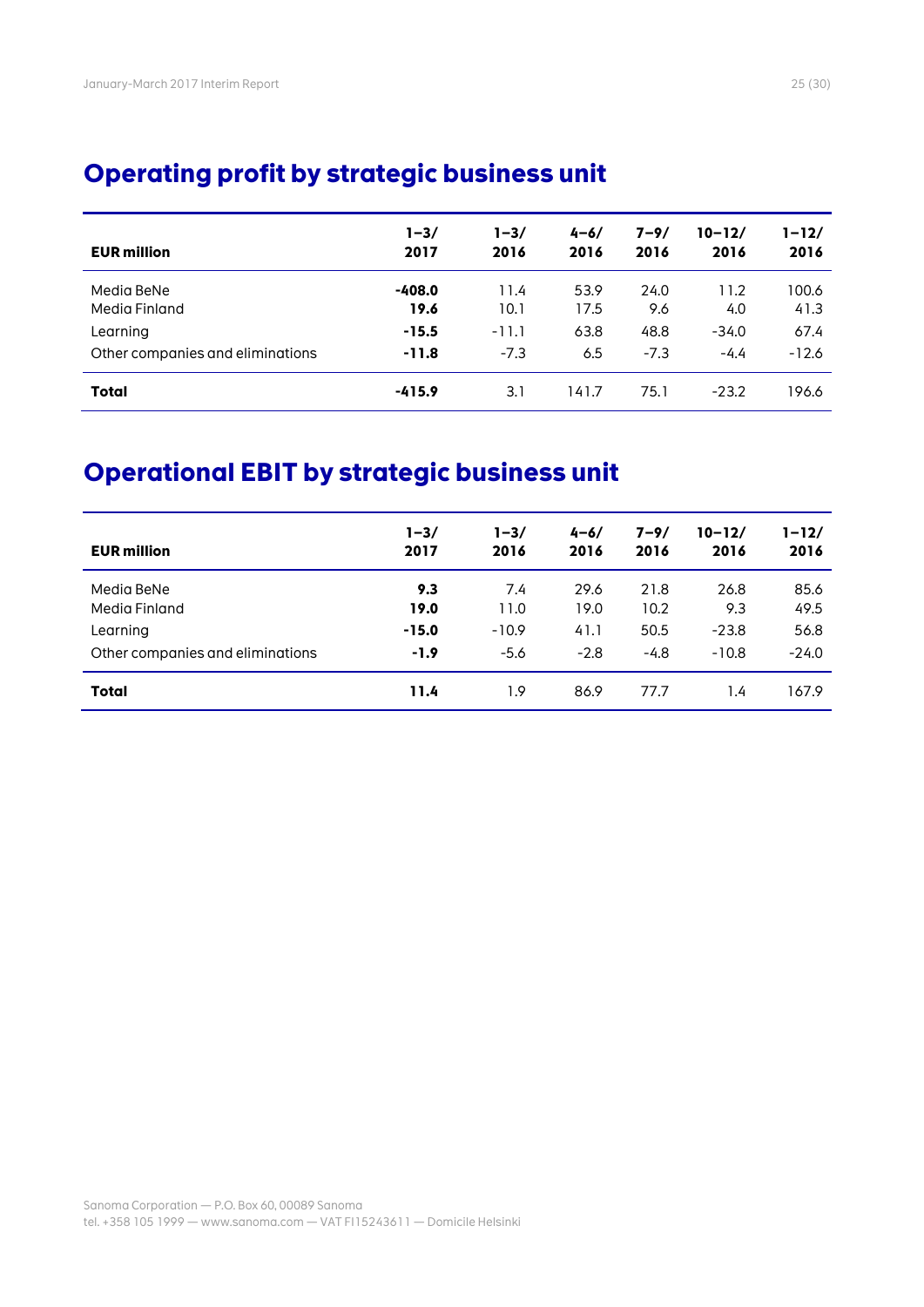## Operating profit by strategic business unit

| EUR million | 1–3/ 2017 | 1–3/ 2016 | 4–6/ 2016 | 7–9/ 2016 | 10–12/ 2016 | 1–12/ 2016 |
|---|---|---|---|---|---|---|
| Media BeNe | **-408.0** | 11.4 | 53.9 | 24.0 | 11.2 | 100.6 |
| Media Finland | **19.6** | 10.1 | 17.5 | 9.6 | 4.0 | 41.3 |
| Learning | **-15.5** | -11.1 | 63.8 | 48.8 | -34.0 | 67.4 |
| Other companies and eliminations | **-11.8** | -7.3 | 6.5 | -7.3 | -4.4 | -12.6 |
| **Total** | **-415.9** | 3.1 | 141.7 | 75.1 | -23.2 | 196.6 |

## Operational EBIT by strategic business unit

| EUR million | 1–3/ 2017 | 1–3/ 2016 | 4–6/ 2016 | 7–9/ 2016 | 10–12/ 2016 | 1–12/ 2016 |
|---|---|---|---|---|---|---|
| Media BeNe | **9.3** | 7.4 | 29.6 | 21.8 | 26.8 | 85.6 |
| Media Finland | **19.0** | 11.0 | 19.0 | 10.2 | 9.3 | 49.5 |
| Learning | **-15.0** | -10.9 | 41.1 | 50.5 | -23.8 | 56.8 |
| Other companies and eliminations | **-1.9** | -5.6 | -2.8 | -4.8 | -10.8 | -24.0 |
| **Total** | **11.4** | 1.9 | 86.9 | 77.7 | 1.4 | 167.9 |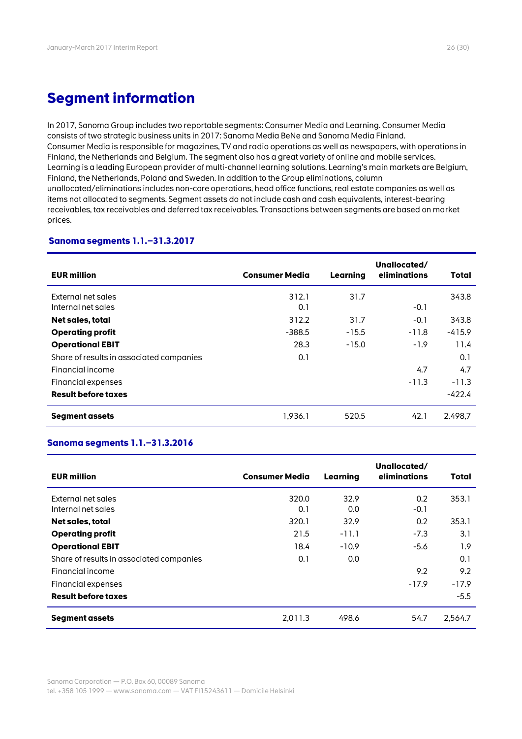# Segment information

In 2017, Sanoma Group includes two reportable segments: Consumer Media and Learning. Consumer Media consists of two strategic business units in 2017: Sanoma Media BeNe and Sanoma Media Finland. Consumer Media is responsible for magazines, TV and radio operations as well as newspapers, with operations in Finland, the Netherlands and Belgium. The segment also has a great variety of online and mobile services. Learning is a leading European provider of multi-channel learning solutions. Learning's main markets are Belgium, Finland, the Netherlands, Poland and Sweden. In addition to the Group eliminations, column unallocated/eliminations includes non-core operations, head office functions, real estate companies as well as items not allocated to segments. Segment assets do not include cash and cash equivalents, interest-bearing receivables, tax receivables and deferred tax receivables. Transactions between segments are based on market prices.

## Sanoma segments 1.1.–31.3.2017

| EUR million | Consumer Media | Learning | Unallocated/ eliminations | Total |
|---|---|---|---|---|
| External net sales | 312.1 | 31.7 | | 343.8 |
| Internal net sales | 0.1 | | -0.1 | |
| **Net sales, total** | 312.2 | 31.7 | -0.1 | 343.8 |
| **Operating profit** | -388.5 | -15.5 | -11.8 | -415.9 |
| **Operational EBIT** | 28.3 | -15.0 | -1.9 | 11.4 |
| Share of results in associated companies | 0.1 | | | 0.1 |
| Financial income | | | 4.7 | 4.7 |
| Financial expenses | | | -11.3 | -11.3 |
| **Result before taxes** | | | | -422.4 |
| **Segment assets** | 1,936.1 | 520.5 | 42.1 | 2.498,7 |

## Sanoma segments 1.1.–31.3.2016

| EUR million | Consumer Media | Learning | Unallocated/ eliminations | Total |
|---|---|---|---|---|
| External net sales | 320.0 | 32.9 | 0.2 | 353.1 |
| Internal net sales | 0.1 | 0.0 | -0.1 | |
| **Net sales, total** | 320.1 | 32.9 | 0.2 | 353.1 |
| **Operating profit** | 21.5 | -11.1 | -7.3 | 3.1 |
| **Operational EBIT** | 18.4 | -10.9 | -5.6 | 1.9 |
| Share of results in associated companies | 0.1 | 0.0 | | 0.1 |
| Financial income | | | 9.2 | 9.2 |
| Financial expenses | | | -17.9 | -17.9 |
| **Result before taxes** | | | | -5.5 |
| **Segment assets** | 2,011.3 | 498.6 | 54.7 | 2,564.7 |

Sanoma Corporation — P.O. Box 60, 00089 Sanoma
tel. +358 105 1999 — www.sanoma.com — VAT FI15243611 — Domicile Helsinki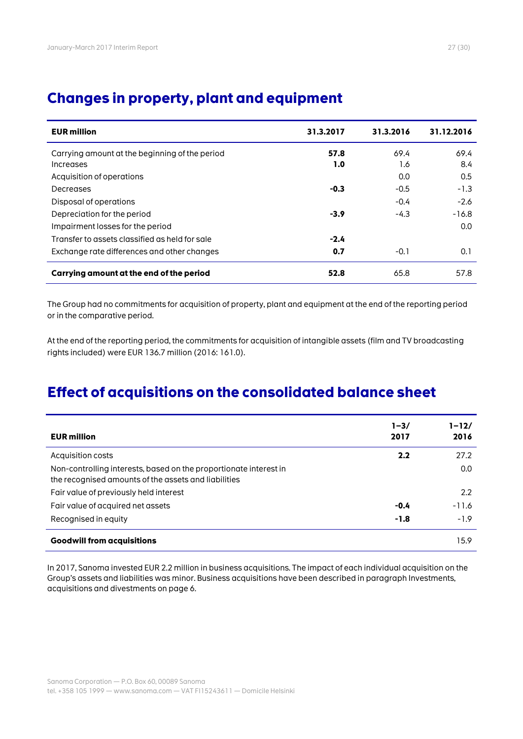## Changes in property, plant and equipment

| EUR million | 31.3.2017 | 31.3.2016 | 31.12.2016 |
|---|---|---|---|
| Carrying amount at the beginning of the period | **57.8** | 69.4 | 69.4 |
| Increases | **1.0** | 1.6 | 8.4 |
| Acquisition of operations | | 0.0 | 0.5 |
| Decreases | **-0.3** | -0.5 | -1.3 |
| Disposal of operations | | -0.4 | -2.6 |
| Depreciation for the period | **-3.9** | -4.3 | -16.8 |
| Impairment losses for the period | | | 0.0 |
| Transfer to assets classified as held for sale | **-2.4** | | |
| Exchange rate differences and other changes | **0.7** | -0.1 | 0.1 |
| **Carrying amount at the end of the period** | **52.8** | 65.8 | 57.8 |

The Group had no commitments for acquisition of property, plant and equipment at the end of the reporting period or in the comparative period.

At the end of the reporting period, the commitments for acquisition of intangible assets (film and TV broadcasting rights included) were EUR 136.7 million (2016: 161.0).

## Effect of acquisitions on the consolidated balance sheet

| EUR million | 1–3/ 2017 | 1–12/ 2016 |
|---|---|---|
| Acquisition costs | **2.2** | 27.2 |
| Non-controlling interests, based on the proportionate interest in the recognised amounts of the assets and liabilities | | 0.0 |
| Fair value of previously held interest | | 2.2 |
| Fair value of acquired net assets | **-0.4** | -11.6 |
| Recognised in equity | **-1.8** | -1.9 |
| **Goodwill from acquisitions** | | 15.9 |

In 2017, Sanoma invested EUR 2.2 million in business acquisitions. The impact of each individual acquisition on the Group's assets and liabilities was minor. Business acquisitions have been described in paragraph Investments, acquisitions and divestments on page 6.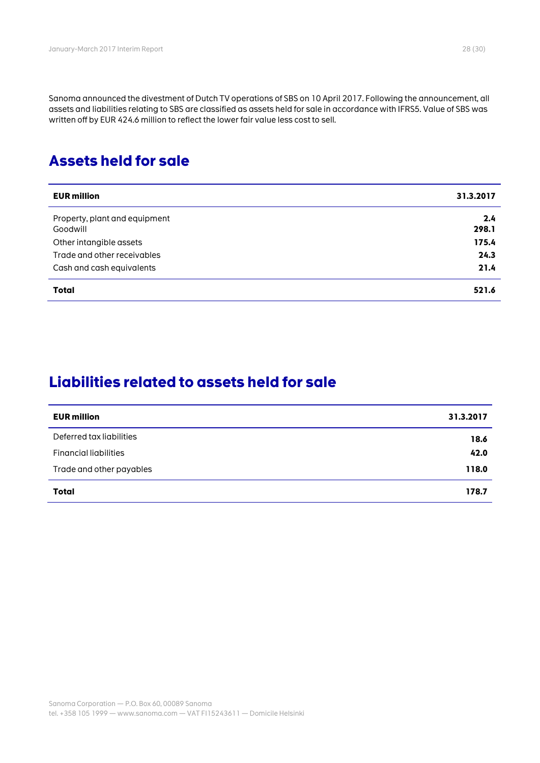Sanoma announced the divestment of Dutch TV operations of SBS on 10 April 2017. Following the announcement, all assets and liabilities relating to SBS are classified as assets held for sale in accordance with IFRS5. Value of SBS was written off by EUR 424.6 million to reflect the lower fair value less cost to sell.

## Assets held for sale

| EUR million | 31.3.2017 |
|---|---|
| Property, plant and equipment | 2.4 |
| Goodwill | 298.1 |
| Other intangible assets | 175.4 |
| Trade and other receivables | 24.3 |
| Cash and cash equivalents | 21.4 |
| **Total** | **521.6** |

## Liabilities related to assets held for sale

| EUR million | 31.3.2017 |
|---|---|
| Deferred tax liabilities | 18.6 |
| Financial liabilities | 42.0 |
| Trade and other payables | 118.0 |
| **Total** | **178.7** |

Sanoma Corporation — P.O. Box 60, 00089 Sanoma
tel. +358 105 1999 — www.sanoma.com — VAT FI15243611 — Domicile Helsinki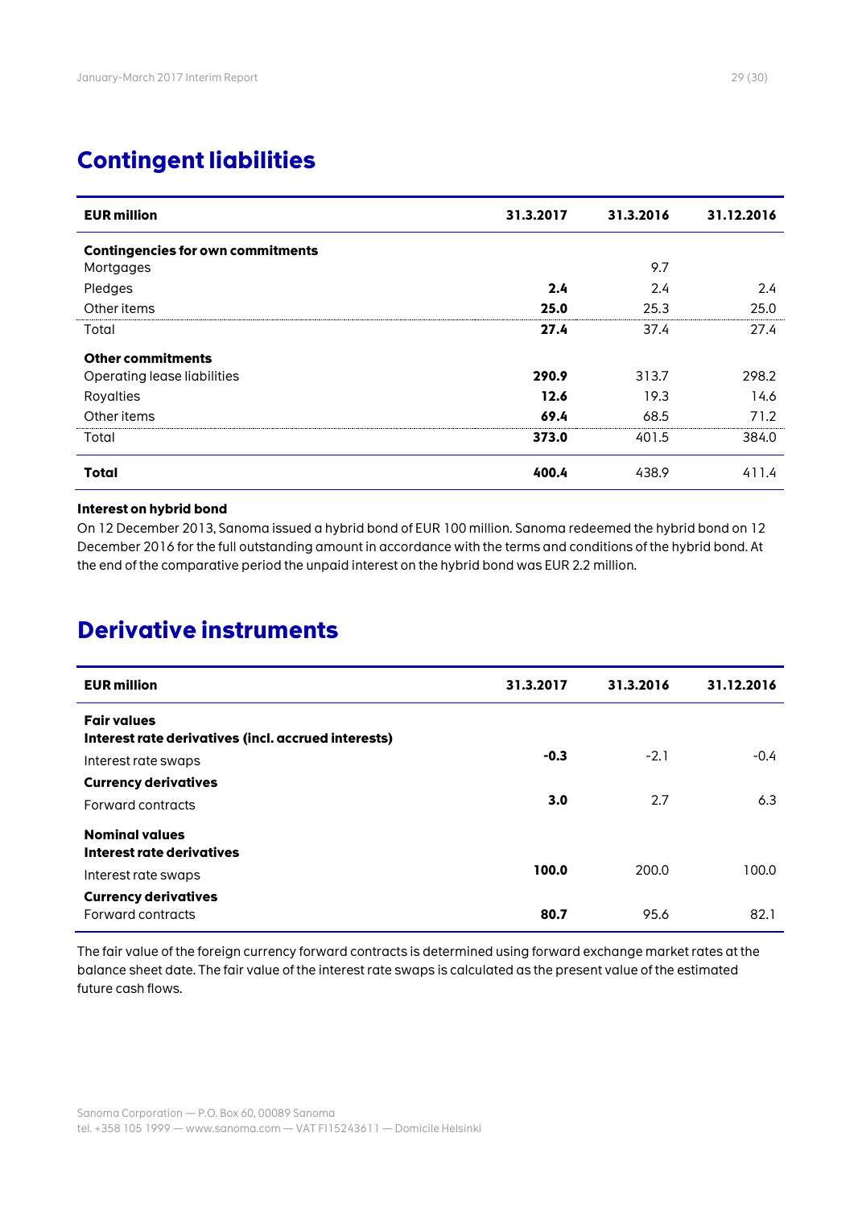## Contingent liabilities

| EUR million | 31.3.2017 | 31.3.2016 | 31.12.2016 |
|---|---|---|---|
| **Contingencies for own commitments** | | | |
| Mortgages | | 9.7 | |
| Pledges | **2.4** | 2.4 | 2.4 |
| Other items | **25.0** | 25.3 | 25.0 |
| Total | **27.4** | 37.4 | 27.4 |
| **Other commitments** | | | |
| Operating lease liabilities | **290.9** | 313.7 | 298.2 |
| Royalties | **12.6** | 19.3 | 14.6 |
| Other items | **69.4** | 68.5 | 71.2 |
| Total | **373.0** | 401.5 | 384.0 |
| **Total** | **400.4** | 438.9 | 411.4 |

**Interest on hybrid bond**

On 12 December 2013, Sanoma issued a hybrid bond of EUR 100 million. Sanoma redeemed the hybrid bond on 12 December 2016 for the full outstanding amount in accordance with the terms and conditions of the hybrid bond. At the end of the comparative period the unpaid interest on the hybrid bond was EUR 2.2 million.

## Derivative instruments

| EUR million | 31.3.2017 | 31.3.2016 | 31.12.2016 |
|---|---|---|---|
| **Fair values** | | | |
| **Interest rate derivatives (incl. accrued interests)** | | | |
| Interest rate swaps | **-0.3** | -2.1 | -0.4 |
| **Currency derivatives** | | | |
| Forward contracts | **3.0** | 2.7 | 6.3 |
| **Nominal values** | | | |
| **Interest rate derivatives** | | | |
| Interest rate swaps | **100.0** | 200.0 | 100.0 |
| **Currency derivatives** | | | |
| Forward contracts | **80.7** | 95.6 | 82.1 |

The fair value of the foreign currency forward contracts is determined using forward exchange market rates at the balance sheet date. The fair value of the interest rate swaps is calculated as the present value of the estimated future cash flows.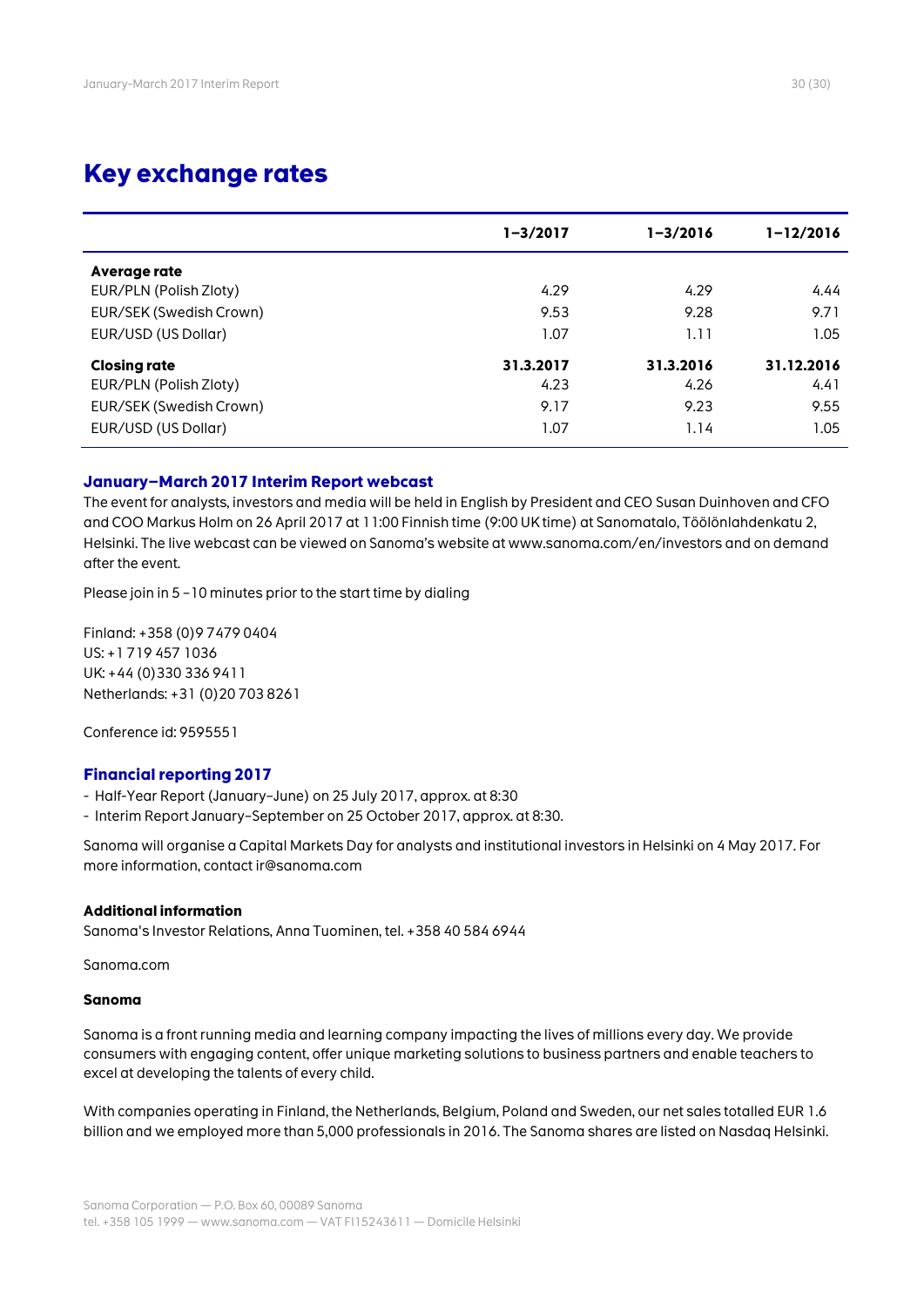## Key exchange rates

| | 1–3/2017 | 1–3/2016 | 1–12/2016 |
|---|---|---|---|
| **Average rate** | | | |
| EUR/PLN (Polish Zloty) | 4.29 | 4.29 | 4.44 |
| EUR/SEK (Swedish Crown) | 9.53 | 9.28 | 9.71 |
| EUR/USD (US Dollar) | 1.07 | 1.11 | 1.05 |
| **Closing rate** | **31.3.2017** | **31.3.2016** | **31.12.2016** |
| EUR/PLN (Polish Zloty) | 4.23 | 4.26 | 4.41 |
| EUR/SEK (Swedish Crown) | 9.17 | 9.23 | 9.55 |
| EUR/USD (US Dollar) | 1.07 | 1.14 | 1.05 |

### January–March 2017 Interim Report webcast

The event for analysts, investors and media will be held in English by President and CEO Susan Duinhoven and CFO and COO Markus Holm on 26 April 2017 at 11:00 Finnish time (9:00 UK time) at Sanomatalo, Töölönlahdenkatu 2, Helsinki. The live webcast can be viewed on Sanoma's website at www.sanoma.com/en/investors and on demand after the event.

Please join in 5 –10 minutes prior to the start time by dialing

Finland: +358 (0)9 7479 0404
US: +1 719 457 1036
UK: +44 (0)330 336 9411
Netherlands: +31 (0)20 703 8261

Conference id: 9595551

### Financial reporting 2017

- Half-Year Report (January–June) on 25 July 2017, approx. at 8:30
- Interim Report January–September on 25 October 2017, approx. at 8:30.

Sanoma will organise a Capital Markets Day for analysts and institutional investors in Helsinki on 4 May 2017. For more information, contact ir@sanoma.com

**Additional information**

Sanoma's Investor Relations, Anna Tuominen, tel. +358 40 584 6944

Sanoma.com

**Sanoma**

Sanoma is a front running media and learning company impacting the lives of millions every day. We provide consumers with engaging content, offer unique marketing solutions to business partners and enable teachers to excel at developing the talents of every child.

With companies operating in Finland, the Netherlands, Belgium, Poland and Sweden, our net sales totalled EUR 1.6 billion and we employed more than 5,000 professionals in 2016. The Sanoma shares are listed on Nasdaq Helsinki.

Sanoma Corporation — P.O. Box 60, 00089 Sanoma
tel. +358 105 1999 — www.sanoma.com — VAT FI15243611 — Domicile Helsinki